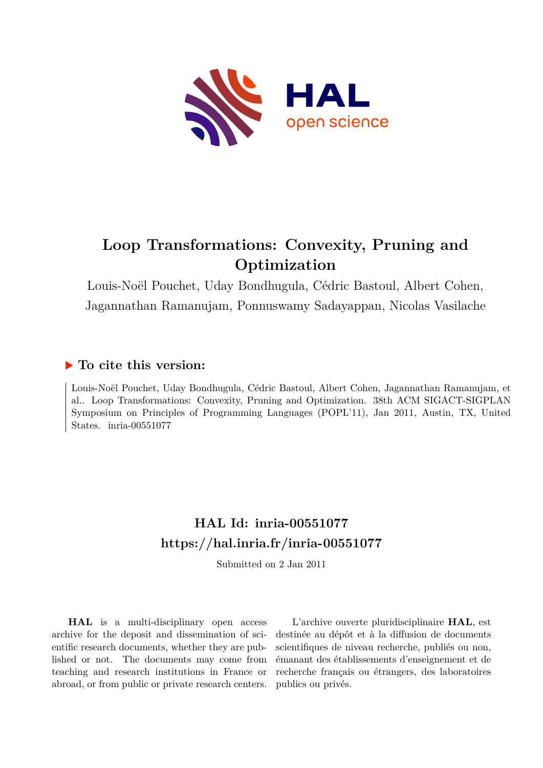# Loop Transformations: Convexity, Pruning and Optimization

Louis-Noël Pouchet, Uday Bondhugula, Cédric Bastoul, Albert Cohen, Jagannathan Ramanujam, Ponnuswamy Sadayappan, Nicolas Vasilache

## ▶ To cite this version:

Louis-Noël Pouchet, Uday Bondhugula, Cédric Bastoul, Albert Cohen, Jagannathan Ramanujam, et al.. Loop Transformations: Convexity, Pruning and Optimization. 38th ACM SIGACT-SIGPLAN Symposium on Principles of Programming Languages (POPL'11), Jan 2011, Austin, TX, United States. inria-00551077

## HAL Id: inria-00551077
## https://hal.inria.fr/inria-00551077

Submitted on 2 Jan 2011

**HAL** is a multi-disciplinary open access archive for the deposit and dissemination of scientific research documents, whether they are published or not. The documents may come from teaching and research institutions in France or abroad, or from public or private research centers.

L'archive ouverte pluridisciplinaire **HAL**, est destinée au dépôt et à la diffusion de documents scientifiques de niveau recherche, publiés ou non, émanant des établissements d'enseignement et de recherche français ou étrangers, des laboratoires publics ou privés.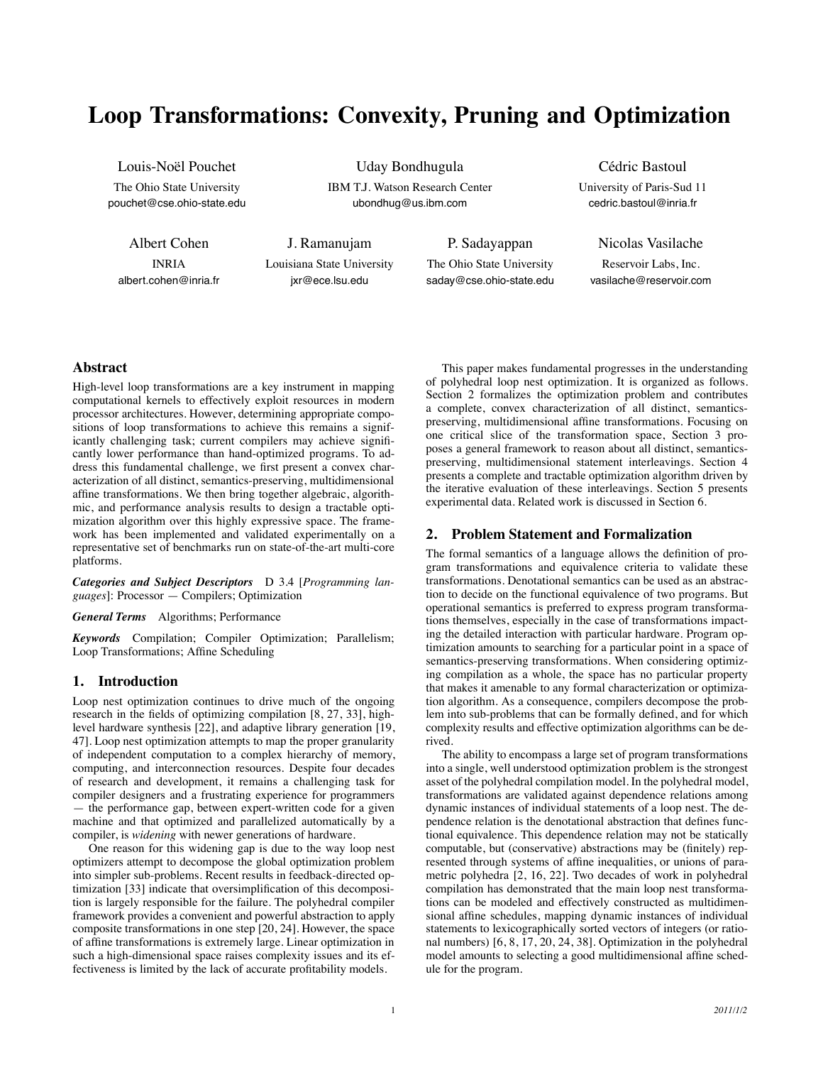# Loop Transformations: Convexity, Pruning and Optimization

Louis-Noël Pouchet
The Ohio State University
pouchet@cse.ohio-state.edu

Uday Bondhugula
IBM T.J. Watson Research Center
ubondhug@us.ibm.com

Cédric Bastoul
University of Paris-Sud 11
cedric.bastoul@inria.fr

Albert Cohen
INRIA
albert.cohen@inria.fr

J. Ramanujam
Louisiana State University
jxr@ece.lsu.edu

P. Sadayappan
The Ohio State University
saday@cse.ohio-state.edu

Nicolas Vasilache
Reservoir Labs, Inc.
vasilache@reservoir.com

## Abstract

High-level loop transformations are a key instrument in mapping computational kernels to effectively exploit resources in modern processor architectures. However, determining appropriate compositions of loop transformations to achieve this remains a significantly challenging task; current compilers may achieve significantly lower performance than hand-optimized programs. To address this fundamental challenge, we first present a convex characterization of all distinct, semantics-preserving, multidimensional affine transformations. We then bring together algebraic, algorithmic, and performance analysis results to design a tractable optimization algorithm over this highly expressive space. The framework has been implemented and validated experimentally on a representative set of benchmarks run on state-of-the-art multi-core platforms.

***Categories and Subject Descriptors*** D 3.4 [*Programming languages*]: Processor — Compilers; Optimization

***General Terms*** Algorithms; Performance

***Keywords*** Compilation; Compiler Optimization; Parallelism; Loop Transformations; Affine Scheduling

## 1. Introduction

Loop nest optimization continues to drive much of the ongoing research in the fields of optimizing compilation [8, 27, 33], high-level hardware synthesis [22], and adaptive library generation [19, 47]. Loop nest optimization attempts to map the proper granularity of independent computation to a complex hierarchy of memory, computing, and interconnection resources. Despite four decades of research and development, it remains a challenging task for compiler designers and a frustrating experience for programmers — the performance gap, between expert-written code for a given machine and that optimized and parallelized automatically by a compiler, is *widening* with newer generations of hardware.

One reason for this widening gap is due to the way loop nest optimizers attempt to decompose the global optimization problem into simpler sub-problems. Recent results in feedback-directed optimization [33] indicate that oversimplification of this decomposition is largely responsible for the failure. The polyhedral compiler framework provides a convenient and powerful abstraction to apply composite transformations in one step [20, 24]. However, the space of affine transformations is extremely large. Linear optimization in such a high-dimensional space raises complexity issues and its effectiveness is limited by the lack of accurate profitability models.

This paper makes fundamental progresses in the understanding of polyhedral loop nest optimization. It is organized as follows. Section 2 formalizes the optimization problem and contributes a complete, convex characterization of all distinct, semantics-preserving, multidimensional affine transformations. Focusing on one critical slice of the transformation space, Section 3 proposes a general framework to reason about all distinct, semantics-preserving, multidimensional statement interleavings. Section 4 presents a complete and tractable optimization algorithm driven by the iterative evaluation of these interleavings. Section 5 presents experimental data. Related work is discussed in Section 6.

## 2. Problem Statement and Formalization

The formal semantics of a language allows the definition of program transformations and equivalence criteria to validate these transformations. Denotational semantics can be used as an abstraction to decide on the functional equivalence of two programs. But operational semantics is preferred to express program transformations themselves, especially in the case of transformations impacting the detailed interaction with particular hardware. Program optimization amounts to searching for a particular point in a space of semantics-preserving transformations. When considering optimizing compilation as a whole, the space has no particular property that makes it amenable to any formal characterization or optimization algorithm. As a consequence, compilers decompose the problem into sub-problems that can be formally defined, and for which complexity results and effective optimization algorithms can be derived.

The ability to encompass a large set of program transformations into a single, well understood optimization problem is the strongest asset of the polyhedral compilation model. In the polyhedral model, transformations are validated against dependence relations among dynamic instances of individual statements of a loop nest. The dependence relation is the denotational abstraction that defines functional equivalence. This dependence relation may not be statically computable, but (conservative) abstractions may be (finitely) represented through systems of affine inequalities, or unions of parametric polyhedra [2, 16, 22]. Two decades of work in polyhedral compilation has demonstrated that the main loop nest transformations can be modeled and effectively constructed as multidimensional affine schedules, mapping dynamic instances of individual statements to lexicographically sorted vectors of integers (or rational numbers) [6, 8, 17, 20, 24, 38]. Optimization in the polyhedral model amounts to selecting a good multidimensional affine schedule for the program.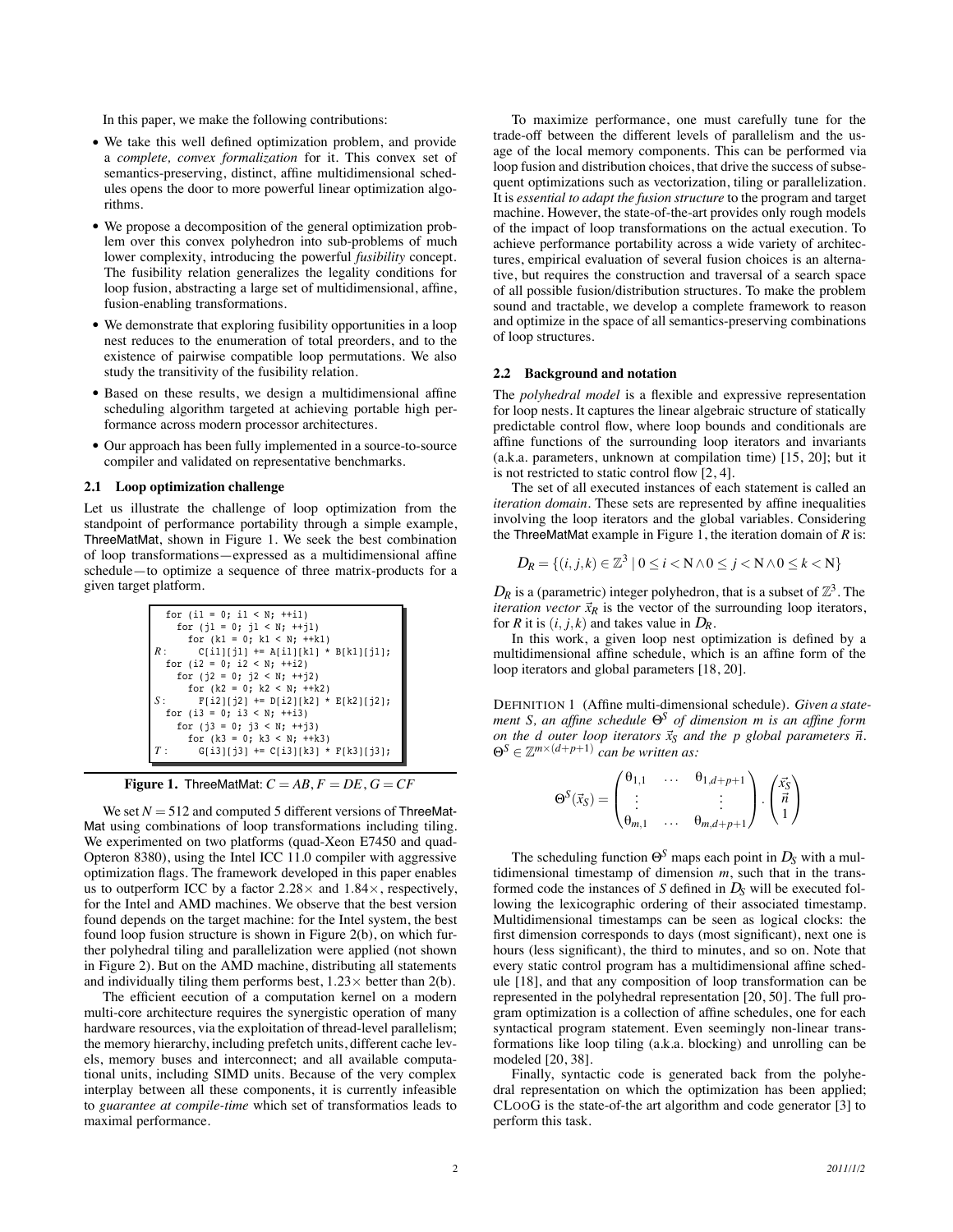In this paper, we make the following contributions:

- We take this well defined optimization problem, and provide a *complete, convex formalization* for it. This convex set of semantics-preserving, distinct, affine multidimensional schedules opens the door to more powerful linear optimization algorithms.
- We propose a decomposition of the general optimization problem over this convex polyhedron into sub-problems of much lower complexity, introducing the powerful *fusibility* concept. The fusibility relation generalizes the legality conditions for loop fusion, abstracting a large set of multidimensional, affine, fusion-enabling transformations.
- We demonstrate that exploring fusibility opportunities in a loop nest reduces to the enumeration of total preorders, and to the existence of pairwise compatible loop permutations. We also study the transitivity of the fusibility relation.
- Based on these results, we design a multidimensional affine scheduling algorithm targeted at achieving portable high performance across modern processor architectures.
- Our approach has been fully implemented in a source-to-source compiler and validated on representative benchmarks.

### 2.1 Loop optimization challenge

Let us illustrate the challenge of loop optimization from the standpoint of performance portability through a simple example, ThreeMatMat, shown in Figure 1. We seek the best combination of loop transformations—expressed as a multidimensional affine schedule—to optimize a sequence of three matrix-products for a given target platform.

```
   for (i1 = 0; i1 < N; ++i1)
     for (j1 = 0; j1 < N; ++j1)
       for (k1 = 0; k1 < N; ++k1)
R:       C[i1][j1] += A[i1][k1] * B[k1][j1];
   for (i2 = 0; i2 < N; ++i2)
     for (j2 = 0; j2 < N; ++j2)
       for (k2 = 0; k2 < N; ++k2)
S:       F[i2][j2] += D[i2][k2] * E[k2][j2];
   for (i3 = 0; i3 < N; ++i3)
     for (j3 = 0; j3 < N; ++j3)
       for (k3 = 0; k3 < N; ++k3)
T:       G[i3][j3] += C[i3][k3] * F[k3][j3];
```

**Figure 1.** ThreeMatMat: $C = AB, F = DE, G = CF$

We set $N = 512$ and computed 5 different versions of ThreeMatMat using combinations of loop transformations including tiling. We experimented on two platforms (quad-Xeon E7450 and quad-Opteron 8380), using the Intel ICC 11.0 compiler with aggressive optimization flags. The framework developed in this paper enables us to outperform ICC by a factor $2.28\times$ and $1.84\times$, respectively, for the Intel and AMD machines. We observe that the best version found depends on the target machine: for the Intel system, the best found loop fusion structure is shown in Figure 2(b), on which further polyhedral tiling and parallelization were applied (not shown in Figure 2). But on the AMD machine, distributing all statements and individually tiling them performs best, $1.23\times$ better than 2(b).

The efficient eecution of a computation kernel on a modern multi-core architecture requires the synergistic operation of many hardware resources, via the exploitation of thread-level parallelism; the memory hierarchy, including prefetch units, different cache levels, memory buses and interconnect; and all available computational units, including SIMD units. Because of the very complex interplay between all these components, it is currently infeasible to *guarantee at compile-time* which set of transformatios leads to maximal performance.

To maximize performance, one must carefully tune for the trade-off between the different levels of parallelism and the usage of the local memory components. This can be performed via loop fusion and distribution choices, that drive the success of subsequent optimizations such as vectorization, tiling or parallelization. It is *essential to adapt the fusion structure* to the program and target machine. However, the state-of-the-art provides only rough models of the impact of loop transformations on the actual execution. To achieve performance portability across a wide variety of architectures, empirical evaluation of several fusion choices is an alternative, but requires the construction and traversal of a search space of all possible fusion/distribution structures. To make the problem sound and tractable, we develop a complete framework to reason and optimize in the space of all semantics-preserving combinations of loop structures.

### 2.2 Background and notation

The *polyhedral model* is a flexible and expressive representation for loop nests. It captures the linear algebraic structure of statically predictable control flow, where loop bounds and conditionals are affine functions of the surrounding loop iterators and invariants (a.k.a. parameters, unknown at compilation time) [15, 20]; but it is not restricted to static control flow [2, 4].

The set of all executed instances of each statement is called an *iteration domain*. These sets are represented by affine inequalities involving the loop iterators and the global variables. Considering the ThreeMatMat example in Figure 1, the iteration domain of $R$ is:

$$D_R = \{(i, j, k) \in \mathbb{Z}^3 \mid 0 \le i < \mathrm{N} \wedge 0 \le j < \mathrm{N} \wedge 0 \le k < \mathrm{N}\}$$

$D_R$ is a (parametric) integer polyhedron, that is a subset of $\mathbb{Z}^3$. The *iteration vector* $\vec{x}_R$ is the vector of the surrounding loop iterators, for $R$ it is $(i, j, k)$ and takes value in $D_R$.

In this work, a given loop nest optimization is defined by a multidimensional affine schedule, which is an affine form of the loop iterators and global parameters [18, 20].

DEFINITION 1 (Affine multi-dimensional schedule). *Given a statement $S$, an affine schedule $\Theta^S$ of dimension $m$ is an affine form on the $d$ outer loop iterators $\vec{x}_S$ and the $p$ global parameters $\vec{n}$. $\Theta^S \in \mathbb{Z}^{m\times(d+p+1)}$ can be written as:*

$$\Theta^S(\vec{x}_S) = \begin{pmatrix} \theta_{1,1} & \dots & \theta_{1,d+p+1} \\ \vdots & & \vdots \\ \theta_{m,1} & \dots & \theta_{m,d+p+1} \end{pmatrix} . \begin{pmatrix} \vec{x}_S \\ \vec{n} \\ 1 \end{pmatrix}$$

The scheduling function $\Theta^S$ maps each point in $D_S$ with a multidimensional timestamp of dimension $m$, such that in the transformed code the instances of $S$ defined in $D_S$ will be executed following the lexicographic ordering of their associated timestamp. Multidimensional timestamps can be seen as logical clocks: the first dimension corresponds to days (most significant), next one is hours (less significant), the third to minutes, and so on. Note that every static control program has a multidimensional affine schedule [18], and that any composition of loop transformation can be represented in the polyhedral representation [20, 50]. The full program optimization is a collection of affine schedules, one for each syntactical program statement. Even seemingly non-linear transformations like loop tiling (a.k.a. blocking) and unrolling can be modeled [20, 38].

Finally, syntactic code is generated back from the polyhedral representation on which the optimization has been applied; CLOOG is the state-of-the art algorithm and code generator [3] to perform this task.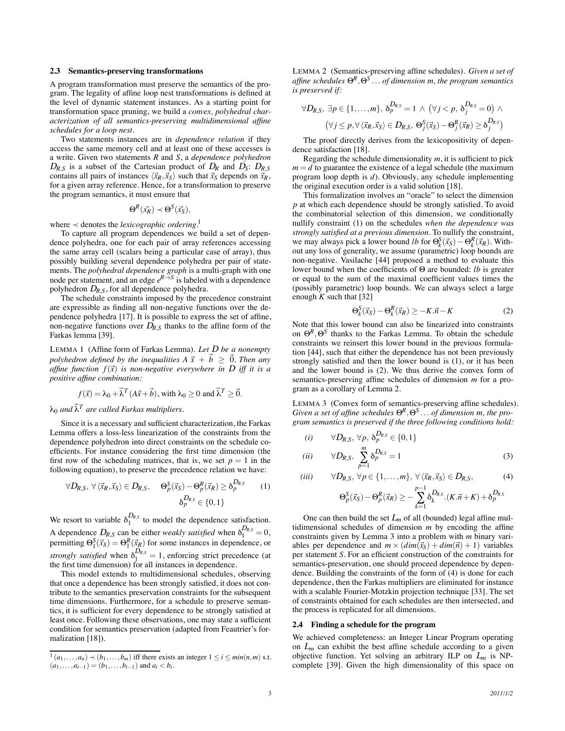### 2.3 Semantics-preserving transformations

A program transformation must preserve the semantics of the program. The legality of affine loop nest transformations is defined at the level of dynamic statement instances. As a starting point for transformation space pruning, we build a *convex, polyhedral characterization of all semantics-preserving multidimensional affine schedules for a loop nest*.

Two statements instances are in *dependence relation* if they access the same memory cell and at least one of these accesses is a write. Given two statements $R$ and $S$, a *dependence polyhedron* $\mathcal{D}_{R,S}$ is a subset of the Cartesian product of $\mathcal{D}_R$ and $\mathcal{D}_S$: $\mathcal{D}_{R,S}$ contains all pairs of instances $\langle \vec{x}_R, \vec{x}_S \rangle$ such that $\vec{x}_S$ depends on $\vec{x}_R$, for a given array reference. Hence, for a transformation to preserve the program semantics, it must ensure that

$$\Theta^R(\vec{x_R}) \prec \Theta^S(\vec{x_S}),$$

where $\prec$ denotes the *lexicographic ordering*.[1]

To capture all program dependences we build a set of dependence polyhedra, one for each pair of array references accessing the same array cell (scalars being a particular case of array), thus possibly building several dependence polyhedra per pair of statements. The *polyhedral dependence graph* is a multi-graph with one node per statement, and an edge $e^{R \to S}$ is labeled with a dependence polyhedron $\mathcal{D}_{R,S}$, for all dependence polyhedra.

The schedule constraints imposed by the precedence constraint are expressible as finding all non-negative functions over the dependence polyhedra [17]. It is possible to express the set of affine, non-negative functions over $\mathcal{D}_{R,S}$ thanks to the affine form of the Farkas lemma [39].

LEMMA 1 (Affine form of Farkas Lemma). *Let $\mathcal{D}$ be a nonempty polyhedron defined by the inequalities $A\,\vec{x} + \vec{b} \geq \vec{0}$. Then any affine function $f(\vec{x})$ is non-negative everywhere in $\mathcal{D}$ iff it is a positive affine combination:*

$$f(\vec{x}) = \lambda_0 + \vec{\lambda}^T (A\vec{x} + \vec{b}), \text{with } \lambda_0 \geq 0 \text{ and } \vec{\lambda}^T \geq \vec{0}.$$

*$\lambda_0$ and $\vec{\lambda}^T$ are called Farkas multipliers.*

Since it is a necessary and sufficient characterization, the Farkas Lemma offers a loss-less linearization of the constraints from the dependence polyhedron into direct constraints on the schedule coefficients. For instance considering the first time dimension (the first row of the scheduling matrices, that is, we set $p = 1$ in the following equation), to preserve the precedence relation we have:

$$\forall \mathcal{D}_{R,S},\ \forall \langle \vec{x}_R, \vec{x}_S \rangle \in \mathcal{D}_{R,S}, \quad \Theta_p^S(\vec{x}_S) - \Theta_p^R(\vec{x}_R) \geq \delta_p^{\mathcal{D}_{R,S}} \qquad (1)$$
$$\delta_p^{\mathcal{D}_{R,S}} \in \{0,1\}$$

We resort to variable $\delta_1^{\mathcal{D}_{R,S}}$ to model the dependence satisfaction. A dependence $\mathcal{D}_{R,S}$ can be either *weakly satisfied* when $\delta_1^{\mathcal{D}_{R,S}} = 0$, permitting $\Theta_1^S(\vec{x}_S) = \Theta_1^R(\vec{x}_R)$ for some instances in dependence, or *strongly satisfied* when $\delta_1^{\mathcal{D}_{R,S}} = 1$, enforcing strict precedence (at the first time dimension) for all instances in dependence.

This model extends to multidimensional schedules, observing that once a dependence has been strongly satisfied, it does not contribute to the semantics preservation constraints for the subsequent time dimensions. Furthermore, for a schedule to preserve semantics, it is sufficient for every dependence to be strongly satisfied at least once. Following these observations, one may state a sufficient condition for semantics preservation (adapted from Feautrier's formalization [18]).

[1] $(a_1, \ldots, a_n) \prec (b_1, \ldots, b_m)$ iff there exists an integer $1 \leq i \leq min(n,m)$ s.t. $(a_1, \ldots, a_{i-1}) = (b_1, \ldots, b_{i-1})$ and $a_i < b_i$.

LEMMA 2 (Semantics-preserving affine schedules). *Given a set of affine schedules $\Theta^R, \Theta^S \ldots$ of dimension $m$, the program semantics is preserved if:*

$$\forall \mathcal{D}_{R,S},\ \exists p \in \{1,\ldots,m\},\ \delta_p^{\mathcal{D}_{R,S}} = 1\ \wedge\ \left(\forall j < p,\ \delta_j^{\mathcal{D}_{R,S}} = 0\right) \wedge$$
$$\left(\forall j \leq p, \forall \langle \vec{x}_R, \vec{x}_S \rangle \in \mathcal{D}_{R,S},\ \Theta_j^S(\vec{x}_S) - \Theta_j^R(\vec{x}_R) \geq \delta_j^{\mathcal{D}_{R,S}}\right)$$

The proof directly derives from the lexicopositivity of dependence satisfaction [18].

Regarding the schedule dimensionality $m$, it is sufficient to pick $m = d$ to guarantee the existence of a legal schedule (the maximum program loop depth is $d$). Obviously, any schedule implementing the original execution order is a valid solution [18].

This formalization involves an "oracle" to select the dimension $p$ at which each dependence should be strongly satisfied. To avoid the combinatorial selection of this dimension, we conditionally nullify constraint (1) on the schedules *when the dependence was strongly satisfied at a previous dimension*. To nullify the constraint, we may always pick a lower bound $lb$ for $\Theta_k^S(\vec{x}_S) - \Theta_k^R(\vec{x}_R)$. Without any loss of generality, we assume (parametric) loop bounds are non-negative. Vasilache [44] proposed a method to evaluate this lower bound when the coefficients of $\Theta$ are bounded: $lb$ is greater or equal to the sum of the maximal coefficient values times the (possibly parametric) loop bounds. We can always select a large enough $K$ such that [32]

$$\Theta_k^S(\vec{x}_S) - \Theta_k^R(\vec{x}_R) \geq -K.\vec{n} - K \qquad (2)$$

Note that this lower bound can also be linearized into constraints on $\Theta^R, \Theta^S$ thanks to the Farkas Lemma. To obtain the schedule constraints we reinsert this lower bound in the previous formulation [44], such that either the dependence has not been previously strongly satisfied and then the lower bound is (1), or it has been and the lower bound is (2). We thus derive the convex form of semantics-preserving affine schedules of dimension $m$ for a program as a corollary of Lemma 2.

LEMMA 3 (Convex form of semantics-preserving affine schedules). *Given a set of affine schedules $\Theta^R, \Theta^S \ldots$ of dimension $m$, the program semantics is preserved if the three following conditions hold:*

$$(i) \qquad \forall \mathcal{D}_{R,S},\ \forall p,\ \delta_p^{\mathcal{D}_{R,S}} \in \{0,1\}$$

$$(ii) \qquad \forall \mathcal{D}_{R,S},\ \sum_{p=1}^{m} \delta_p^{\mathcal{D}_{R,S}} = 1 \qquad (3)$$

$$(iii) \qquad \forall \mathcal{D}_{R,S},\ \forall p \in \{1,\ldots,m\},\ \forall \langle \vec{x}_R, \vec{x}_S \rangle \in \mathcal{D}_{R,S}, \qquad (4)$$
$$\Theta_p^S(\vec{x}_S) - \Theta_p^R(\vec{x}_R) \geq -\sum_{k=1}^{p-1} \delta_k^{\mathcal{D}_{R,S}}.(K.\vec{n} + K) + \delta_p^{\mathcal{D}_{R,S}}$$

One can then build the set $\mathcal{L}_m$ of all (bounded) legal affine multidimensional schedules of dimension $m$ by encoding the affine constraints given by Lemma 3 into a problem with $m$ binary variables per dependence and $m \times (dim(\vec{x}_S) + dim(\vec{n}) + 1)$ variables per statement $S$. For an efficient construction of the constraints for semantics-preservation, one should proceed dependence by dependence. Building the constraints of the form of (4) is done for each dependence, then the Farkas multipliers are eliminated for instance with a scalable Fourier-Motzkin projection technique [33]. The set of constraints obtained for each schedules are then intersected, and the process is replicated for all dimensions.

### 2.4 Finding a schedule for the program

We achieved completeness: an Integer Linear Program operating on $\mathcal{L}_m$ can exhibit the best affine schedule according to a given objective function. Yet solving an arbitrary ILP on $\mathcal{L}_m$ is NP-complete [39]. Given the high dimensionality of this space on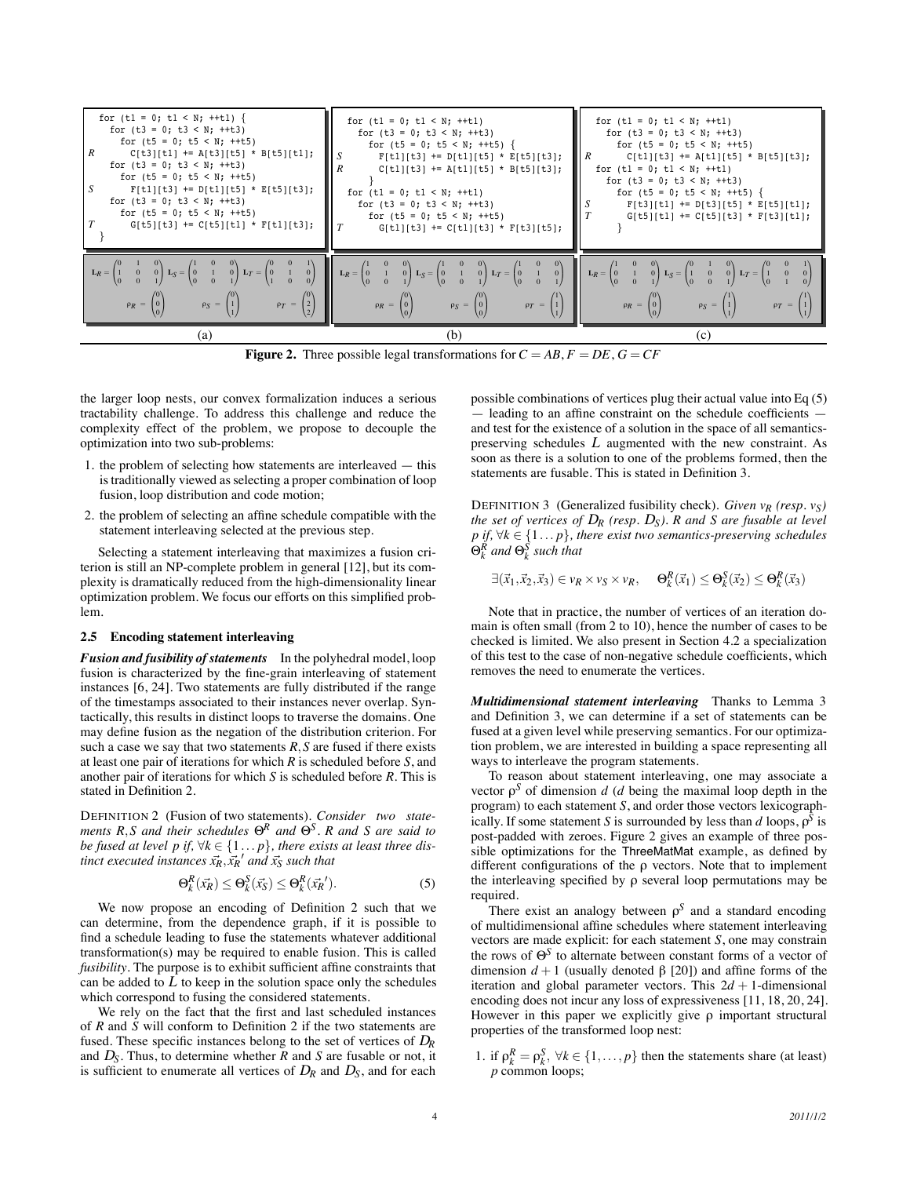**(a)**

```
for (t1 = 0; t1 < N; ++t1) {
  for (t3 = 0; t3 < N; ++t3)
    for (t5 = 0; t5 < N; ++t5)
R     C[t3][t1] += A[t3][t5] * B[t5][t1];
  for (t3 = 0; t3 < N; ++t3)
    for (t5 = 0; t5 < N; ++t5)
S     F[t1][t3] += D[t1][t5] * E[t5][t3];
  for (t3 = 0; t3 < N; ++t3)
    for (t5 = 0; t5 < N; ++t5)
T     G[t5][t3] += C[t5][t1] * F[t1][t3];
}
```

$$\mathbf{L}_R = \begin{pmatrix} 0 & 1 & 0 \\ 1 & 0 & 0 \\ 0 & 0 & 1 \end{pmatrix} \quad \mathbf{L}_S = \begin{pmatrix} 1 & 0 & 0 \\ 0 & 1 & 0 \\ 0 & 0 & 1 \end{pmatrix} \quad \mathbf{L}_T = \begin{pmatrix} 0 & 0 & 1 \\ 0 & 1 & 0 \\ 1 & 0 & 0 \end{pmatrix}$$

$$\rho_R = \begin{pmatrix} 0 \\ 0 \\ 0 \end{pmatrix} \quad \rho_S = \begin{pmatrix} 0 \\ 1 \\ 1 \end{pmatrix} \quad \rho_T = \begin{pmatrix} 0 \\ 2 \\ 2 \end{pmatrix}$$

**(b)**

```
for (t1 = 0; t1 < N; ++t1)
  for (t3 = 0; t3 < N; ++t3)
    for (t5 = 0; t5 < N; ++t5) {
S     F[t1][t3] += D[t1][t5] * E[t5][t3];
R     C[t1][t3] += A[t1][t5] * B[t5][t3];
    }
for (t1 = 0; t1 < N; ++t1)
  for (t3 = 0; t3 < N; ++t3)
    for (t5 = 0; t5 < N; ++t5)
T     G[t1][t3] += C[t1][t5] * F[t3][t5];
```

$$\mathbf{L}_R = \begin{pmatrix} 1 & 0 & 0 \\ 0 & 1 & 0 \\ 0 & 0 & 1 \end{pmatrix} \quad \mathbf{L}_S = \begin{pmatrix} 1 & 0 & 0 \\ 0 & 1 & 0 \\ 0 & 0 & 1 \end{pmatrix} \quad \mathbf{L}_T = \begin{pmatrix} 1 & 0 & 0 \\ 0 & 1 & 0 \\ 0 & 0 & 1 \end{pmatrix}$$

$$\rho_R = \begin{pmatrix} 0 \\ 0 \\ 0 \end{pmatrix} \quad \rho_S = \begin{pmatrix} 0 \\ 0 \\ 0 \end{pmatrix} \quad \rho_T = \begin{pmatrix} 1 \\ 1 \\ 1 \end{pmatrix}$$

**(c)**

```
for (t1 = 0; t1 < N; ++t1)
  for (t3 = 0; t3 < N; ++t3)
    for (t5 = 0; t5 < N; ++t5)
R     C[t1][t3] += A[t1][t5] * B[t5][t3];
for (t1 = 0; t1 < N; ++t1)
  for (t3 = 0; t3 < N; ++t3)
    for (t5 = 0; t5 < N; ++t5) {
S     F[t3][t1] += D[t3][t5] * E[t5][t1];
T     G[t5][t1] += C[t5][t3] * F[t3][t1];
    }
```

$$\mathbf{L}_R = \begin{pmatrix} 1 & 0 & 0 \\ 0 & 1 & 0 \\ 0 & 0 & 1 \end{pmatrix} \quad \mathbf{L}_S = \begin{pmatrix} 0 & 1 & 0 \\ 1 & 0 & 0 \\ 0 & 0 & 1 \end{pmatrix} \quad \mathbf{L}_T = \begin{pmatrix} 0 & 0 & 1 \\ 1 & 0 & 0 \\ 0 & 1 & 0 \end{pmatrix}$$

$$\rho_R = \begin{pmatrix} 0 \\ 0 \\ 0 \end{pmatrix} \quad \rho_S = \begin{pmatrix} 1 \\ 1 \\ 1 \end{pmatrix} \quad \rho_T = \begin{pmatrix} 1 \\ 1 \\ 1 \end{pmatrix}$$

**Figure 2.** Three possible legal transformations for $C = AB, F = DE, G = CF$

the larger loop nests, our convex formalization induces a serious tractability challenge. To address this challenge and reduce the complexity effect of the problem, we propose to decouple the optimization into two sub-problems:

1. the problem of selecting how statements are interleaved — this is traditionally viewed as selecting a proper combination of loop fusion, loop distribution and code motion;
2. the problem of selecting an affine schedule compatible with the statement interleaving selected at the previous step.

Selecting a statement interleaving that maximizes a fusion criterion is still an NP-complete problem in general [12], but its complexity is dramatically reduced from the high-dimensionality linear optimization problem. We focus our efforts on this simplified problem.

### 2.5 Encoding statement interleaving

***Fusion and fusibility of statements*** In the polyhedral model, loop fusion is characterized by the fine-grain interleaving of statement instances [6, 24]. Two statements are fully distributed if the range of the timestamps associated to their instances never overlap. Syntactically, this results in distinct loops to traverse the domains. One may define fusion as the negation of the distribution criterion. For such a case we say that two statements $R, S$ are fused if there exists at least one pair of iterations for which $R$ is scheduled before $S$, and another pair of iterations for which $S$ is scheduled before $R$. This is stated in Definition 2.

DEFINITION 2 (Fusion of two statements). *Consider two statements $R, S$ and their schedules $\Theta^R$ and $\Theta^S$. $R$ and $S$ are said to be fused at level $p$ if, $\forall k \in \{1 \dots p\}$, there exists at least three distinct executed instances $\vec{x_R}, \vec{x_R}'$ and $\vec{x_S}$ such that*

$$\Theta^R_k(\vec{x_R}) \leq \Theta^S_k(\vec{x_S}) \leq \Theta^R_k(\vec{x_R}'). \tag{5}$$

We now propose an encoding of Definition 2 such that we can determine, from the dependence graph, if it is possible to find a schedule leading to fuse the statements whatever additional transformation(s) may be required to enable fusion. This is called *fusibility*. The purpose is to exhibit sufficient affine constraints that can be added to $\mathcal{L}$ to keep in the solution space only the schedules which correspond to fusing the considered statements.

We rely on the fact that the first and last scheduled instances of $R$ and $S$ will conform to Definition 2 if the two statements are fused. These specific instances belong to the set of vertices of $\mathcal{D}_R$ and $\mathcal{D}_S$. Thus, to determine whether $R$ and $S$ are fusable or not, it is sufficient to enumerate all vertices of $\mathcal{D}_R$ and $\mathcal{D}_S$, and for each possible combinations of vertices plug their actual value into Eq (5) — leading to an affine constraint on the schedule coefficients — and test for the existence of a solution in the space of all semantics-preserving schedules $\mathcal{L}$ augmented with the new constraint. As soon as there is a solution to one of the problems formed, then the statements are fusable. This is stated in Definition 3.

DEFINITION 3 (Generalized fusibility check). *Given $v_R$ (resp. $v_S$) the set of vertices of $\mathcal{D}_R$ (resp. $\mathcal{D}_S$). $R$ and $S$ are fusable at level $p$ if, $\forall k \in \{1 \dots p\}$, there exist two semantics-preserving schedules $\Theta^R_k$ and $\Theta^S_k$ such that*

$$\exists(\vec{x}_1, \vec{x}_2, \vec{x}_3) \in v_R \times v_S \times v_R, \quad \Theta^R_k(\vec{x}_1) \leq \Theta^S_k(\vec{x}_2) \leq \Theta^R_k(\vec{x}_3)$$

Note that in practice, the number of vertices of an iteration domain is often small (from 2 to 10), hence the number of cases to be checked is limited. We also present in Section 4.2 a specialization of this test to the case of non-negative schedule coefficients, which removes the need to enumerate the vertices.

***Multidimensional statement interleaving*** Thanks to Lemma 3 and Definition 3, we can determine if a set of statements can be fused at a given level while preserving semantics. For our optimization problem, we are interested in building a space representing all ways to interleave the program statements.

To reason about statement interleaving, one may associate a vector $\rho^S$ of dimension $d$ ($d$ being the maximal loop depth in the program) to each statement $S$, and order those vectors lexicographically. If some statement $S$ is surrounded by less than $d$ loops, $\rho^S$ is post-padded with zeroes. Figure 2 gives an example of three possible optimizations for the ThreeMatMat example, as defined by different configurations of the $\rho$ vectors. Note that to implement the interleaving specified by $\rho$ several loop permutations may be required.

There exist an analogy between $\rho^S$ and a standard encoding of multidimensional affine schedules where statement interleaving vectors are made explicit: for each statement $S$, one may constrain the rows of $\Theta^S$ to alternate between constant forms of a vector of dimension $d+1$ (usually denoted $\beta$ [20]) and affine forms of the iteration and global parameter vectors. This $2d+1$-dimensional encoding does not incur any loss of expressiveness [11, 18, 20, 24]. However in this paper we explicitly give $\rho$ important structural properties of the transformed loop nest:

1. if $\rho^R_k = \rho^S_k$, $\forall k \in \{1, \dots, p\}$ then the statements share (at least) $p$ common loops;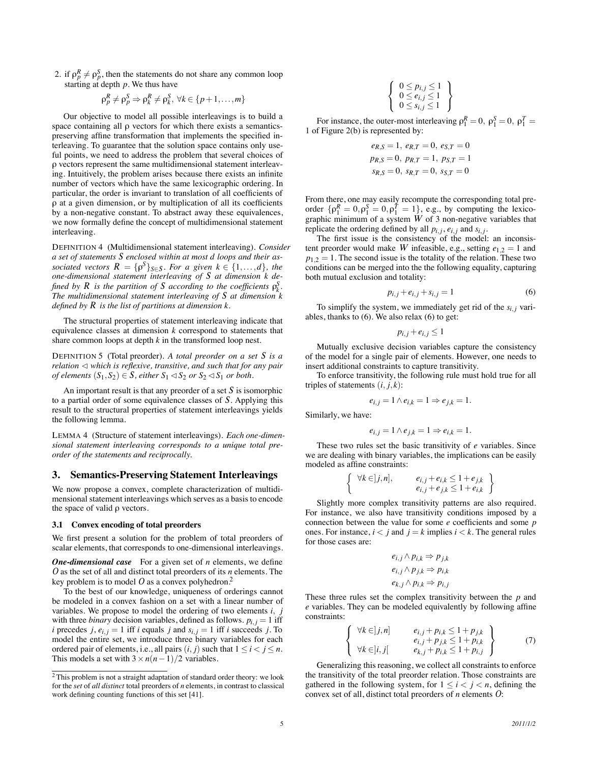2. if $\rho^R_p \neq \rho^S_p$, then the statements do not share any common loop starting at depth $p$. We thus have

$$\rho^R_p \neq \rho^S_p \Rightarrow \rho^R_k \neq \rho^S_k, \ \forall k \in \{p+1,\ldots,m\}$$

Our objective to model all possible interleavings is to build a space containing all ρ vectors for which there exists a semantics-preserving affine transformation that implements the specified interleaving. To guarantee that the solution space contains only useful points, we need to address the problem that several choices of ρ vectors represent the same multidimensional statement interleaving. Intuitively, the problem arises because there exists an infinite number of vectors which have the same lexicographic ordering. In particular, the order is invariant to translation of all coefficients of ρ at a given dimension, or by multiplication of all its coefficients by a non-negative constant. To abstract away these equivalences, we now formally define the concept of multidimensional statement interleaving.

DEFINITION 4 (Multidimensional statement interleaving). *Consider a set of statements $S$ enclosed within at most $d$ loops and their associated vectors $R = \{\rho^S\}_{S \in S}$. For a given $k \in \{1,\ldots,d\}$, the one-dimensional statement interleaving of $S$ at dimension $k$ defined by $R$ is the partition of $S$ according to the coefficients $\rho^S_k$. The multidimensional statement interleaving of $S$ at dimension $k$ defined by $R$ is the list of partitions at dimension $k$.*

The structural properties of statement interleaving indicate that equivalence classes at dimension $k$ correspond to statements that share common loops at depth $k$ in the transformed loop nest.

DEFINITION 5 (Total preorder). *A total preorder on a set $S$ is a relation $\lhd$ which is reflexive, transitive, and such that for any pair of elements $(S_1,S_2) \in S$, either $S_1 \lhd S_2$ or $S_2 \lhd S_1$ or both.*

An important result is that any preorder of a set $S$ is isomorphic to a partial order of some equivalence classes of $S$. Applying this result to the structural properties of statement interleavings yields the following lemma.

LEMMA 4 (Structure of statement interleavings). *Each one-dimensional statement interleaving corresponds to a unique total preorder of the statements and reciprocally.*

## 3. Semantics-Preserving Statement Interleavings

We now propose a convex, complete characterization of multidimensional statement interleavings which serves as a basis to encode the space of valid ρ vectors.

### 3.1 Convex encoding of total preorders

We first present a solution for the problem of total preorders of scalar elements, that corresponds to one-dimensional interleavings.

***One-dimensional case*** For a given set of $n$ elements, we define $O$ as the set of all and distinct total preorders of its $n$ elements. The key problem is to model $O$ as a convex polyhedron.[2]

To the best of our knowledge, uniqueness of orderings cannot be modeled in a convex fashion on a set with a linear number of variables. We propose to model the ordering of two elements $i$, $j$ with three *binary* decision variables, defined as follows. $p_{i,j} = 1$ iff $i$ precedes $j$, $e_{i,j} = 1$ iff $i$ equals $j$ and $s_{i,j} = 1$ iff $i$ succeeds $j$. To model the entire set, we introduce three binary variables for each ordered pair of elements, i.e., all pairs $(i,j)$ such that $1 \leq i < j \leq n$. This models a set with $3 \times n(n-1)/2$ variables.

$$\left\{ \begin{array}{l} 0 \leq p_{i,j} \leq 1 \\ 0 \leq e_{i,j} \leq 1 \\ 0 \leq s_{i,j} \leq 1 \end{array} \right\}$$

For instance, the outer-most interleaving $\rho^R_1 = 0,\ \rho^S_1 = 0,\ \rho^T_1 = 1$ of Figure 2(b) is represented by:

$$e_{R,S} = 1,\ e_{R,T} = 0,\ e_{S,T} = 0$$
$$p_{R,S} = 0,\ p_{R,T} = 1,\ p_{S,T} = 1$$
$$s_{R,S} = 0,\ s_{R,T} = 0,\ s_{S,T} = 0$$

From there, one may easily recompute the corresponding total preorder $\{\rho^R_1 = 0, \rho^S_1 = 0, \rho^T_1 = 1\}$, e.g., by computing the lexicographic minimum of a system $W$ of 3 non-negative variables that replicate the ordering defined by all $p_{i,j}$, $e_{i,j}$ and $s_{i,j}$.

The first issue is the consistency of the model: an inconsistent preorder would make $W$ infeasible, e.g., setting $e_{1,2} = 1$ and $p_{1,2} = 1$. The second issue is the totality of the relation. These two conditions can be merged into the the following equality, capturing both mutual exclusion and totality:

$$p_{i,j} + e_{i,j} + s_{i,j} = 1 \qquad (6)$$

To simplify the system, we immediately get rid of the $s_{i,j}$ variables, thanks to (6). We also relax (6) to get:

$$p_{i,j} + e_{i,j} \leq 1$$

Mutually exclusive decision variables capture the consistency of the model for a single pair of elements. However, one needs to insert additional constraints to capture transitivity.

To enforce transitivity, the following rule must hold true for all triples of statements $(i,j,k)$:

$$e_{i,j} = 1 \wedge e_{i,k} = 1 \Rightarrow e_{j,k} = 1.$$

Similarly, we have:

$$e_{i,j} = 1 \wedge e_{j,k} = 1 \Rightarrow e_{i,k} = 1.$$

These two rules set the basic transitivity of $e$ variables. Since we are dealing with binary variables, the implications can be easily modeled as affine constraints:

$$\left\{ \begin{array}{ll} \forall k \in ]j,n], & e_{i,j} + e_{i,k} \leq 1 + e_{j,k} \\ & e_{i,j} + e_{j,k} \leq 1 + e_{i,k} \end{array} \right\}$$

Slightly more complex transitivity patterns are also required. For instance, we also have transitivity conditions imposed by a connection between the value for some $e$ coefficients and some $p$ ones. For instance, $i < j$ and $j = k$ implies $i < k$. The general rules for those cases are:

$$e_{i,j} \wedge p_{i,k} \Rightarrow p_{j,k}$$
$$e_{i,j} \wedge p_{j,k} \Rightarrow p_{i,k}$$
$$e_{k,j} \wedge p_{i,k} \Rightarrow p_{i,j}$$

These three rules set the complex transitivity between the $p$ and $e$ variables. They can be modeled equivalently by following affine constraints:

$$\left\{ \begin{array}{ll} \forall k \in ]j,n] & e_{i,j} + p_{i,k} \leq 1 + p_{j,k} \\ & e_{i,j} + p_{j,k} \leq 1 + p_{i,k} \\ \forall k \in ]i,j[ & e_{k,j} + p_{i,k} \leq 1 + p_{i,j} \end{array} \right\} \qquad (7)$$

Generalizing this reasoning, we collect all constraints to enforce the transitivity of the total preorder relation. Those constraints are gathered in the following system, for $1 \leq i < j < n$, defining the convex set of all, distinct total preorders of $n$ elements $O$:

[2] This problem is not a straight adaptation of standard order theory: we look for the *set* of *all distinct* total preorders of $n$ elements, in contrast to classical work defining counting functions of this set [41].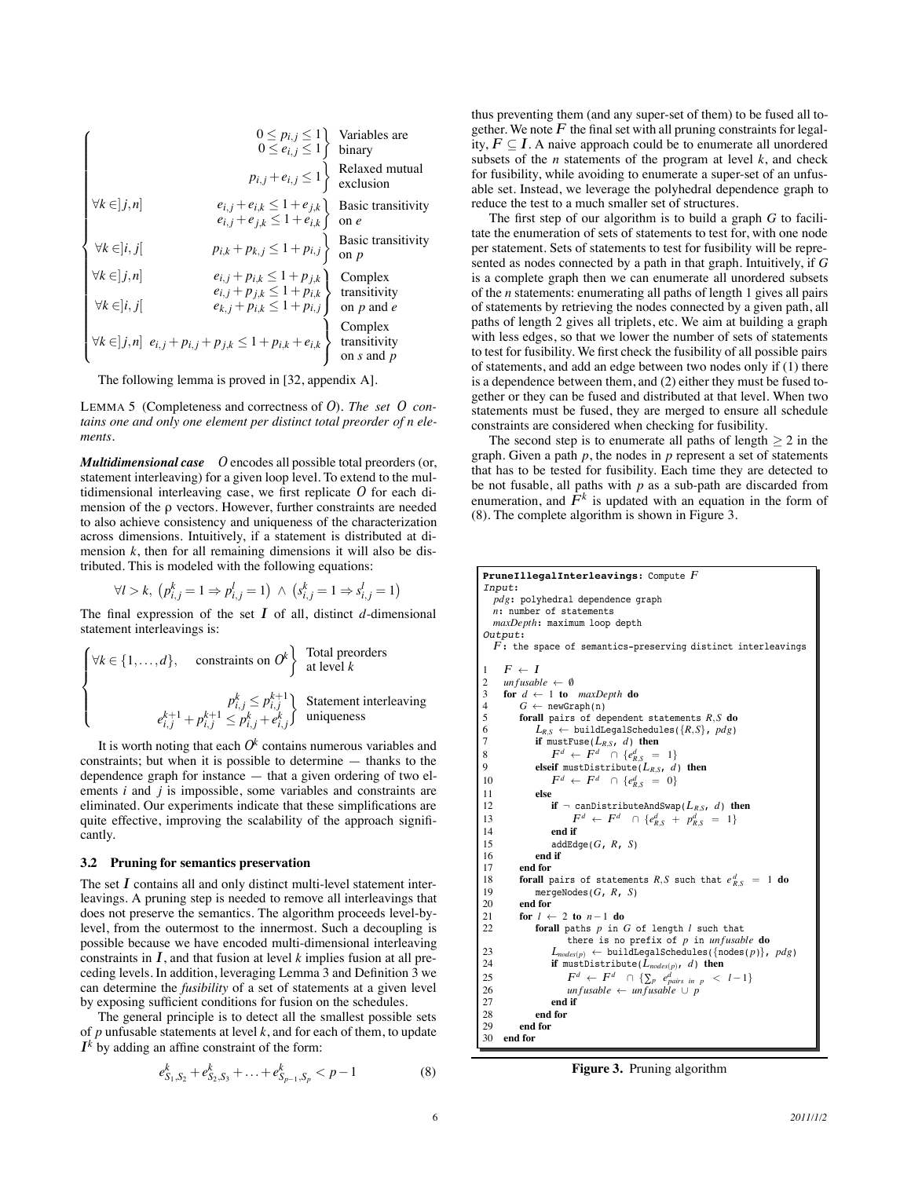$$
\begin{cases}
\begin{rcases} 0 \le p_{i,j} \le 1 \\ 0 \le e_{i,j} \le 1 \end{rcases} & \text{Variables are binary} \\
\begin{rcases} p_{i,j} + e_{i,j} \le 1 \end{rcases} & \text{Relaxed mutual exclusion} \\
\forall k \in ]j,n] \quad \begin{rcases} e_{i,j} + e_{i,k} \le 1 + e_{j,k} \\ e_{i,j} + e_{j,k} \le 1 + e_{i,k} \end{rcases} & \text{Basic transitivity on } e \\
\forall k \in ]i,j[ \quad \begin{rcases} p_{i,k} + p_{k,j} \le 1 + p_{i,j} \end{rcases} & \text{Basic transitivity on } p \\
\begin{matrix} \forall k \in ]j,n] \\ \\ \forall k \in ]i,j[ \end{matrix} \quad \begin{rcases} e_{i,j} + p_{i,k} \le 1 + p_{j,k} \\ e_{i,j} + p_{j,k} \le 1 + p_{i,k} \\ e_{k,j} + p_{i,k} \le 1 + p_{i,j} \end{rcases} & \text{Complex transitivity on } p \text{ and } e \\
\forall k \in ]j,n] \quad \begin{rcases} e_{i,j} + p_{i,j} + p_{j,k} \le 1 + p_{i,k} + e_{i,k} \end{rcases} & \text{Complex transitivity on } s \text{ and } p
\end{cases}
$$

The following lemma is proved in [32, appendix A].

LEMMA 5 (Completeness and correctness of $O$). *The set $O$ contains one and only one element per distinct total preorder of n elements.*

***Multidimensional case*** $O$ encodes all possible total preorders (or, statement interleaving) for a given loop level. To extend to the multidimensional interleaving case, we first replicate $O$ for each dimension of the $\rho$ vectors. However, further constraints are needed to also achieve consistency and uniqueness of the characterization across dimensions. Intuitively, if a statement is distributed at dimension $k$, then for all remaining dimensions it will also be distributed. This is modeled with the following equations:

$$\forall l > k, \ \left(p^k_{i,j} = 1 \Rightarrow p^l_{i,j} = 1\right) \ \wedge \ \left(s^k_{i,j} = 1 \Rightarrow s^l_{i,j} = 1\right)$$

The final expression of the set $I$ of all, distinct $d$-dimensional statement interleavings is:

$$
\begin{cases}
\forall k \in \{1,\dots,d\}, \quad \begin{rcases} \text{constraints on } O^k \end{rcases} & \text{Total preorders at level } k \\
\begin{rcases} p^k_{i,j} \le p^{k+1}_{i,j} \\ e^{k+1}_{i,j} + p^{k+1}_{i,j} \le p^k_{i,j} + e^k_{i,j} \end{rcases} & \text{Statement interleaving uniqueness}
\end{cases}
$$

It is worth noting that each $O^k$ contains numerous variables and constraints; but when it is possible to determine — thanks to the dependence graph for instance — that a given ordering of two elements $i$ and $j$ is impossible, some variables and constraints are eliminated. Our experiments indicate that these simplifications are quite effective, improving the scalability of the approach significantly.

### 3.2 Pruning for semantics preservation

The set $I$ contains all and only distinct multi-level statement interleavings. A pruning step is needed to remove all interleavings that does not preserve the semantics. The algorithm proceeds level-by-level, from the outermost to the innermost. Such a decoupling is possible because we have encoded multi-dimensional interleaving constraints in $I$, and that fusion at level $k$ implies fusion at all preceding levels. In addition, leveraging Lemma 3 and Definition 3 we can determine the *fusibility* of a set of statements at a given level by exposing sufficient conditions for fusion on the schedules.

The general principle is to detect all the smallest possible sets of $p$ unfusable statements at level $k$, and for each of them, to update $I^k$ by adding an affine constraint of the form:

$$e^k_{S_1,S_2} + e^k_{S_2,S_3} + \ldots + e^k_{S_{p-1},S_p} < p - 1 \qquad (8)$$

thus preventing them (and any super-set of them) to be fused all together. We note $F$ the final set with all pruning constraints for legality, $F \subseteq I$. A naive approach could be to enumerate all unordered subsets of the $n$ statements of the program at level $k$, and check for fusibility, while avoiding to enumerate a super-set of an unfusable set. Instead, we leverage the polyhedral dependence graph to reduce the test to a much smaller set of structures.

The first step of our algorithm is to build a graph $G$ to facilitate the enumeration of sets of statements to test for, with one node per statement. Sets of statements to test for fusibility will be represented as nodes connected by a path in that graph. Intuitively, if $G$ is a complete graph then we can enumerate all unordered subsets of the $n$ statements: enumerating all paths of length 1 gives all pairs of statements by retrieving the nodes connected by a given path, all paths of length 2 gives all triplets, etc. We aim at building a graph with less edges, so that we lower the number of sets of statements to test for fusibility. We first check the fusibility of all possible pairs of statements, and add an edge between two nodes only if (1) there is a dependence between them, and (2) either they must be fused together or they can be fused and distributed at that level. When two statements must be fused, they are merged to ensure all schedule constraints are considered when checking for fusibility.

The second step is to enumerate all paths of length $\geq 2$ in the graph. Given a path $p$, the nodes in $p$ represent a set of statements that has to be tested for fusibility. Each time they are detected to be not fusable, all paths with $p$ as a sub-path are discarded from enumeration, and $F^k$ is updated with an equation in the form of (8). The complete algorithm is shown in Figure 3.

```
PruneIllegalInterleavings: Compute F
Input:
  pdg: polyhedral dependence graph
  n: number of statements
  maxDepth: maximum loop depth
Output:
  F: the space of semantics-preserving distinct interleavings

1   F ← I
2   unfusable ← ∅
3   for d ← 1 to maxDepth do
4       G ← newGraph(n)
5       forall pairs of dependent statements R,S do
6           L_{R,S} ← buildLegalSchedules({R,S}, pdg)
7           if mustFuse(L_{R,S}, d) then
8               F^d ← F^d ∩ {e^d_{R,S} = 1}
9           elseif mustDistribute(L_{R,S}, d) then
10              F^d ← F^d ∩ {e^d_{R,S} = 0}
11          else
12              if ¬ canDistributeAndSwap(L_{R,S}, d) then
13                  F^d ← F^d ∩ {e^d_{R,S} + p^d_{R,S} = 1}
14              end if
15              addEdge(G, R, S)
16          end if
17      end for
18      forall pairs of statements R,S such that e^d_{R,S} = 1 do
19          mergeNodes(G, R, S)
20      end for
21      for l ← 2 to n−1 do
22          forall paths p in G of length l such that
                there is no prefix of p in unfusable do
23              L_{nodes(p)} ← buildLegalSchedules({nodes(p)}, pdg)
24              if mustDistribute(L_{nodes(p)}, d) then
25                  F^d ← F^d ∩ {∑_p e^d_{pairs in p} < l−1}
26                  unfusable ← unfusable ∪ p
27              end if
28          end for
29      end for
30  end for
```

**Figure 3.** Pruning algorithm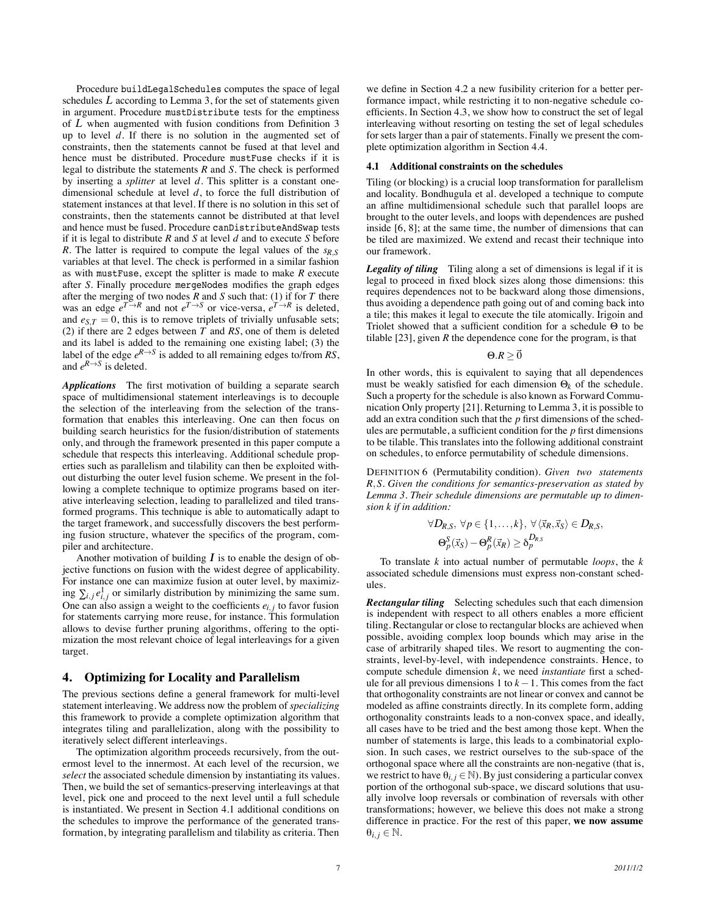Procedure `buildLegalSchedules` computes the space of legal schedules $L$ according to Lemma 3, for the set of statements given in argument. Procedure `mustDistribute` tests for the emptiness of $L$ when augmented with fusion conditions from Definition 3 up to level $d$. If there is no solution in the augmented set of constraints, then the statements cannot be fused at that level and hence must be distributed. Procedure `mustFuse` checks if it is legal to distribute the statements $R$ and $S$. The check is performed by inserting a *splitter* at level $d$. This splitter is a constant one-dimensional schedule at level $d$, to force the full distribution of statement instances at that level. If there is no solution in this set of constraints, then the statements cannot be distributed at that level and hence must be fused. Procedure `canDistributeAndSwap` tests if it is legal to distribute $R$ and $S$ at level $d$ and to execute $S$ before $R$. The latter is required to compute the legal values of the $s_{R,S}$ variables at that level. The check is performed in a similar fashion as with `mustFuse`, except the splitter is made to make $R$ execute after $S$. Finally procedure `mergeNodes` modifies the graph edges after the merging of two nodes $R$ and $S$ such that: (1) if for $T$ there was an edge $e^{T\rightarrow R}$ and not $e^{T\rightarrow S}$ or vice-versa, $e^{T\rightarrow R}$ is deleted, and $e_{S,T} = 0$, this is to remove triplets of trivially unfusable sets; (2) if there are 2 edges between $T$ and $RS$, one of them is deleted and its label is added to the remaining one existing label; (3) the label of the edge $e^{R\rightarrow S}$ is added to all remaining edges to/from $RS$, and $e^{R\rightarrow S}$ is deleted.

***Applications*** The first motivation of building a separate search space of multidimensional statement interleavings is to decouple the selection of the interleaving from the selection of the transformation that enables this interleaving. One can then focus on building search heuristics for the fusion/distribution of statements only, and through the framework presented in this paper compute a schedule that respects this interleaving. Additional schedule properties such as parallelism and tilability can then be exploited without disturbing the outer level fusion scheme. We present in the following a complete technique to optimize programs based on iterative interleaving selection, leading to parallelized and tiled transformed programs. This technique is able to automatically adapt to the target framework, and successfully discovers the best performing fusion structure, whatever the specifics of the program, compiler and architecture.

Another motivation of building $\mathcal{I}$ is to enable the design of objective functions on fusion with the widest degree of applicability. For instance one can maximize fusion at outer level, by maximizing $\sum_{i,j} e^1_{i,j}$ or similarly distribution by minimizing the same sum. One can also assign a weight to the coefficients $e_{i,j}$ to favor fusion for statements carrying more reuse, for instance. This formulation allows to devise further pruning algorithms, offering to the optimization the most relevant choice of legal interleavings for a given target.

## 4. Optimizing for Locality and Parallelism

The previous sections define a general framework for multi-level statement interleaving. We address now the problem of *specializing* this framework to provide a complete optimization algorithm that integrates tiling and parallelization, along with the possibility to iteratively select different interleavings.

The optimization algorithm proceeds recursively, from the outermost level to the innermost. At each level of the recursion, we *select* the associated schedule dimension by instantiating its values. Then, we build the set of semantics-preserving interleavings at that level, pick one and proceed to the next level until a full schedule is instantiated. We present in Section 4.1 additional conditions on the schedules to improve the performance of the generated transformation, by integrating parallelism and tilability as criteria. Then we define in Section 4.2 a new fusibility criterion for a better performance impact, while restricting it to non-negative schedule coefficients. In Section 4.3, we show how to construct the set of legal interleaving without resorting on testing the set of legal schedules for sets larger than a pair of statements. Finally we present the complete optimization algorithm in Section 4.4.

### 4.1 Additional constraints on the schedules

Tiling (or blocking) is a crucial loop transformation for parallelism and locality. Bondhugula et al. developed a technique to compute an affine multidimensional schedule such that parallel loops are brought to the outer levels, and loops with dependences are pushed inside [6, 8]; at the same time, the number of dimensions that can be tiled are maximized. We extend and recast their technique into our framework.

***Legality of tiling*** Tiling along a set of dimensions is legal if it is legal to proceed in fixed block sizes along those dimensions: this requires dependences not to be backward along those dimensions, thus avoiding a dependence path going out of and coming back into a tile; this makes it legal to execute the tile atomically. Irigoin and Triolet showed that a sufficient condition for a schedule $\Theta$ to be tilable [23], given $R$ the dependence cone for the program, is that

$$\Theta.R \geq \vec{0}$$

In other words, this is equivalent to saying that all dependences must be weakly satisfied for each dimension $\Theta_k$ of the schedule. Such a property for the schedule is also known as Forward Communication Only property [21]. Returning to Lemma 3, it is possible to add an extra condition such that the $p$ first dimensions of the schedules are permutable, a sufficient condition for the $p$ first dimensions to be tilable. This translates into the following additional constraint on schedules, to enforce permutability of schedule dimensions.

DEFINITION 6 (Permutability condition). *Given two statements $R, S$. Given the conditions for semantics-preservation as stated by Lemma 3. Their schedule dimensions are permutable up to dimension $k$ if in addition:*

$$\forall \mathcal{D}_{R,S},\ \forall p \in \{1,\ldots,k\},\ \forall \langle \vec{x}_R, \vec{x}_S \rangle \in \mathcal{D}_{R,S},$$
$$\Theta^S_p(\vec{x}_S) - \Theta^R_p(\vec{x}_R) \geq \delta^{\mathcal{D}_{R,S}}_p$$

To translate $k$ into actual number of permutable *loops*, the $k$ associated schedule dimensions must express non-constant schedules.

***Rectangular tiling*** Selecting schedules such that each dimension is independent with respect to all others enables a more efficient tiling. Rectangular or close to rectangular blocks are achieved when possible, avoiding complex loop bounds which may arise in the case of arbitrarily shaped tiles. We resort to augmenting the constraints, level-by-level, with independence constraints. Hence, to compute schedule dimension $k$, we need *instantiate* first a schedule for all previous dimensions 1 to $k-1$. This comes from the fact that orthogonality constraints are not linear or convex and cannot be modeled as affine constraints directly. In its complete form, adding orthogonality constraints leads to a non-convex space, and ideally, all cases have to be tried and the best among those kept. When the number of statements is large, this leads to a combinatorial explosion. In such cases, we restrict ourselves to the sub-space of the orthogonal space where all the constraints are non-negative (that is, we restrict to have $\theta_{i,j} \in \mathbb{N}$). By just considering a particular convex portion of the orthogonal sub-space, we discard solutions that usually involve loop reversals or combination of reversals with other transformations; however, we believe this does not make a strong difference in practice. For the rest of this paper, **we now assume** $\theta_{i,j} \in \mathbb{N}$.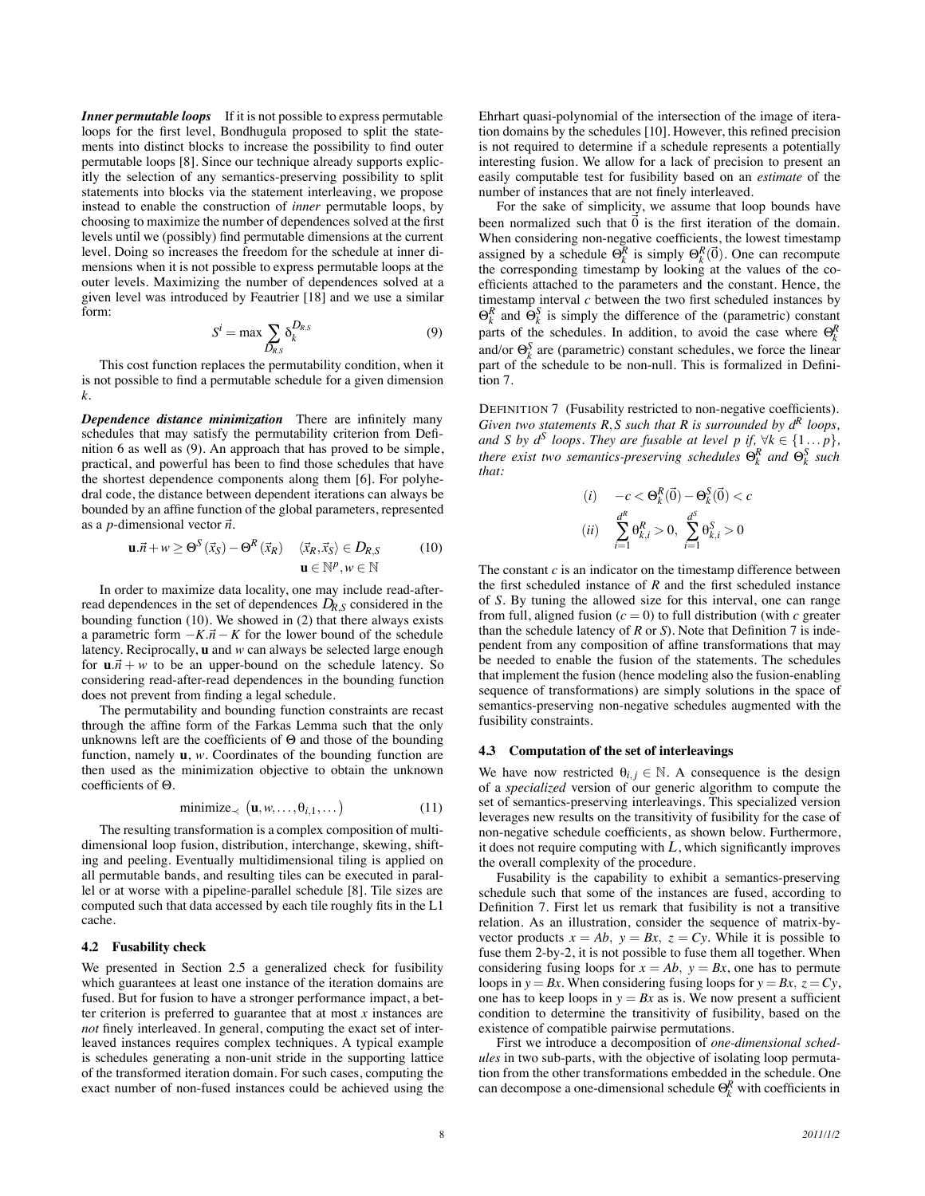***Inner permutable loops*** If it is not possible to express permutable loops for the first level, Bondhugula proposed to split the statements into distinct blocks to increase the possibility to find outer permutable loops [8]. Since our technique already supports explicitly the selection of any semantics-preserving possibility to split statements into blocks via the statement interleaving, we propose instead to enable the construction of *inner* permutable loops, by choosing to maximize the number of dependences solved at the first levels until we (possibly) find permutable dimensions at the current level. Doing so increases the freedom for the schedule at inner dimensions when it is not possible to express permutable loops at the outer levels. Maximizing the number of dependences solved at a given level was introduced by Feautrier [18] and we use a similar form:

$$S^i = \max \sum_{D_{R,S}} \delta_k^{D_{R,S}} \qquad (9)$$

This cost function replaces the permutability condition, when it is not possible to find a permutable schedule for a given dimension $k$.

***Dependence distance minimization*** There are infinitely many schedules that may satisfy the permutability criterion from Definition 6 as well as (9). An approach that has proved to be simple, practical, and powerful has been to find those schedules that have the shortest dependence components along them [6]. For polyhedral code, the distance between dependent iterations can always be bounded by an affine function of the global parameters, represented as a $p$-dimensional vector $\vec{n}$.

$$\mathbf{u}.\vec{n} + w \geq \Theta^S(\vec{x}_S) - \Theta^R(\vec{x}_R) \quad \langle \vec{x}_R, \vec{x}_S \rangle \in D_{R,S} \qquad (10)$$
$$\mathbf{u} \in \mathbb{N}^p, w \in \mathbb{N}$$

In order to maximize data locality, one may include read-after-read dependences in the set of dependences $D_{R,S}$ considered in the bounding function (10). We showed in (2) that there always exists a parametric form $-K.\vec{n} - K$ for the lower bound of the schedule latency. Reciprocally, $\mathbf{u}$ and $w$ can always be selected large enough for $\mathbf{u}.\vec{n} + w$ to be an upper-bound on the schedule latency. So considering read-after-read dependences in the bounding function does not prevent from finding a legal schedule.

The permutability and bounding function constraints are recast through the affine form of the Farkas Lemma such that the only unknowns left are the coefficients of $\Theta$ and those of the bounding function, namely $\mathbf{u}$, $w$. Coordinates of the bounding function are then used as the minimization objective to obtain the unknown coefficients of $\Theta$.

$$\text{minimize}_{\prec} \left( \mathbf{u}, w, \ldots, \theta_{i,1}, \ldots \right) \qquad (11)$$

The resulting transformation is a complex composition of multidimensional loop fusion, distribution, interchange, skewing, shifting and peeling. Eventually multidimensional tiling is applied on all permutable bands, and resulting tiles can be executed in parallel or at worse with a pipeline-parallel schedule [8]. Tile sizes are computed such that data accessed by each tile roughly fits in the L1 cache.

### 4.2 Fusability check

We presented in Section 2.5 a generalized check for fusibility which guarantees at least one instance of the iteration domains are fused. But for fusion to have a stronger performance impact, a better criterion is preferred to guarantee that at most $x$ instances are *not* finely interleaved. In general, computing the exact set of interleaved instances requires complex techniques. A typical example is schedules generating a non-unit stride in the supporting lattice of the transformed iteration domain. For such cases, computing the exact number of non-fused instances could be achieved using the Ehrhart quasi-polynomial of the intersection of the image of iteration domains by the schedules [10]. However, this refined precision is not required to determine if a schedule represents a potentially interesting fusion. We allow for a lack of precision to present an easily computable test for fusibility based on an *estimate* of the number of instances that are not finely interleaved.

For the sake of simplicity, we assume that loop bounds have been normalized such that $\vec{0}$ is the first iteration of the domain. When considering non-negative coefficients, the lowest timestamp assigned by a schedule $\Theta_k^R$ is simply $\Theta_k^R(\vec{0})$. One can recompute the corresponding timestamp by looking at the values of the coefficients attached to the parameters and the constant. Hence, the timestamp interval $c$ between the two first scheduled instances by $\Theta_k^R$ and $\Theta_k^S$ is simply the difference of the (parametric) constant parts of the schedules. In addition, to avoid the case where $\Theta_k^R$ and/or $\Theta_k^S$ are (parametric) constant schedules, we force the linear part of the schedule to be non-null. This is formalized in Definition 7.

DEFINITION 7 (Fusability restricted to non-negative coefficients). *Given two statements $R,S$ such that $R$ is surrounded by $d^R$ loops, and $S$ by $d^S$ loops. They are fusable at level $p$ if, $\forall k \in \{1 \ldots p\}$, there exist two semantics-preserving schedules $\Theta_k^R$ and $\Theta_k^S$ such that:*

$$(i) \quad -c < \Theta_k^R(\vec{0}) - \Theta_k^S(\vec{0}) < c$$
$$(ii) \quad \sum_{i=1}^{d^R} \theta_{k,i}^R > 0, \ \sum_{i=1}^{d^S} \theta_{k,i}^S > 0$$

The constant $c$ is an indicator on the timestamp difference between the first scheduled instance of $R$ and the first scheduled instance of $S$. By tuning the allowed size for this interval, one can range from full, aligned fusion ($c = 0$) to full distribution (with $c$ greater than the schedule latency of $R$ or $S$). Note that Definition 7 is independent from any composition of affine transformations that may be needed to enable the fusion of the statements. The schedules that implement the fusion (hence modeling also the fusion-enabling sequence of transformations) are simply solutions in the space of semantics-preserving non-negative schedules augmented with the fusibility constraints.

### 4.3 Computation of the set of interleavings

We have now restricted $\theta_{i,j} \in \mathbb{N}$. A consequence is the design of a *specialized* version of our generic algorithm to compute the set of semantics-preserving interleavings. This specialized version leverages new results on the transitivity of fusibility for the case of non-negative schedule coefficients, as shown below. Furthermore, it does not require computing with $\mathcal{L}$, which significantly improves the overall complexity of the procedure.

Fusability is the capability to exhibit a semantics-preserving schedule such that some of the instances are fused, according to Definition 7. First let us remark that fusibility is not a transitive relation. As an illustration, consider the sequence of matrix-by-vector products $x = Ab$, $y = Bx$, $z = Cy$. While it is possible to fuse them 2-by-2, it is not possible to fuse them all together. When considering fusing loops for $x = Ab$, $y = Bx$, one has to permute loops in $y = Bx$. When considering fusing loops for $y = Bx$, $z = Cy$, one has to keep loops in $y = Bx$ as is. We now present a sufficient condition to determine the transitivity of fusibility, based on the existence of compatible pairwise permutations.

First we introduce a decomposition of *one-dimensional schedules* in two sub-parts, with the objective of isolating loop permutation from the other transformations embedded in the schedule. One can decompose a one-dimensional schedule $\Theta_k^R$ with coefficients in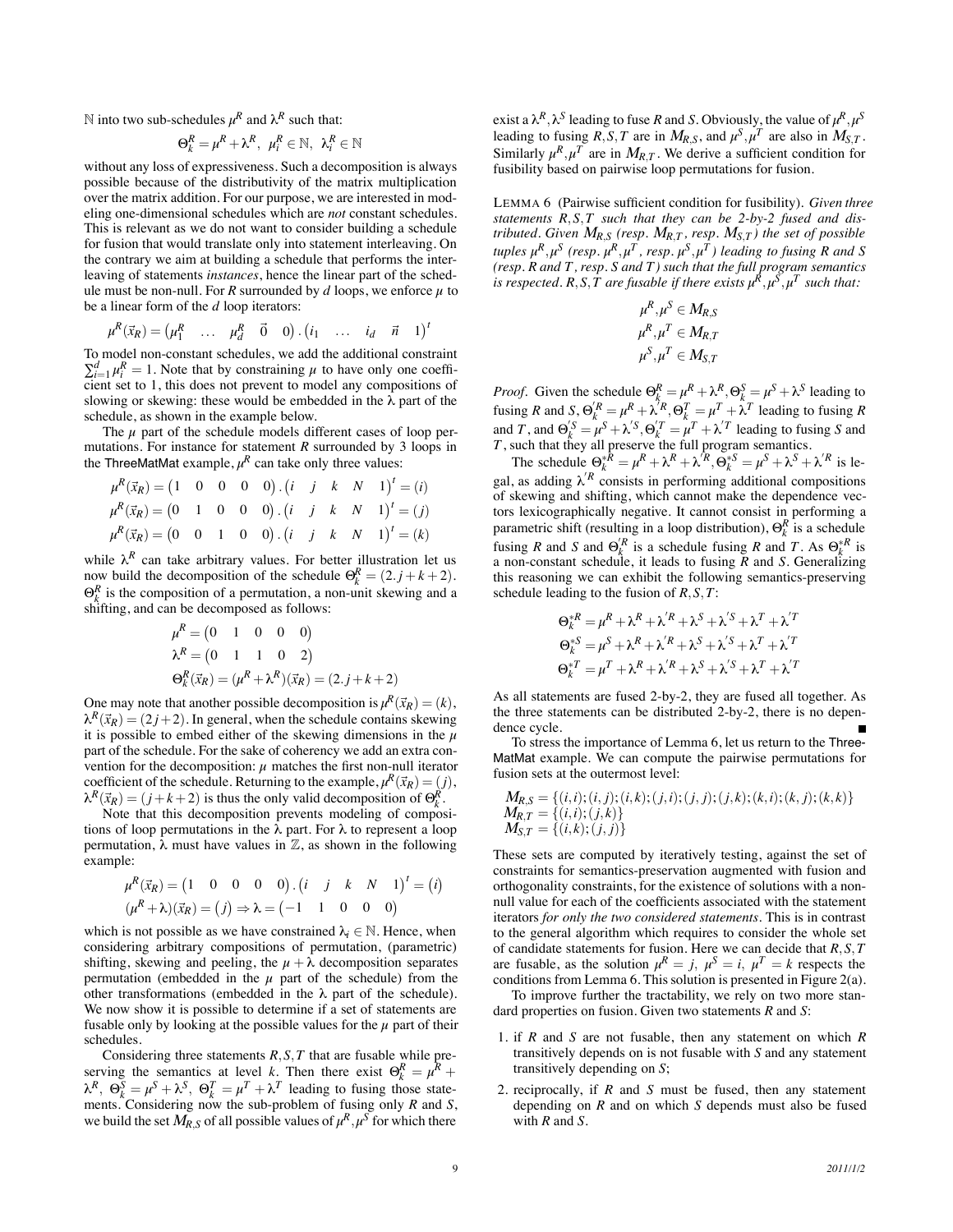$\mathbb{N}$ into two sub-schedules $\mu^R$ and $\lambda^R$ such that:

$$\Theta_k^R = \mu^R + \lambda^R, \;\; \mu_i^R \in \mathbb{N}, \;\; \lambda_i^R \in \mathbb{N}$$

without any loss of expressiveness. Such a decomposition is always possible because of the distributivity of the matrix multiplication over the matrix addition. For our purpose, we are interested in modeling one-dimensional schedules which are *not* constant schedules. This is relevant as we do not want to consider building a schedule for fusion that would translate only into statement interleaving. On the contrary we aim at building a schedule that performs the interleaving of statements *instances*, hence the linear part of the schedule must be non-null. For $R$ surrounded by $d$ loops, we enforce $\mu$ to be a linear form of the $d$ loop iterators:

$$\mu^R(\vec{x}_R) = \begin{pmatrix} \mu_1^R & \dots & \mu_d^R & \vec{0} & 0 \end{pmatrix} . \begin{pmatrix} i_1 & \dots & i_d & \vec{n} & 1 \end{pmatrix}^t$$

To model non-constant schedules, we add the additional constraint $\sum_{i=1}^d \mu_i^R = 1$. Note that by constraining $\mu$ to have only one coefficient set to 1, this does not prevent to model any compositions of slowing or skewing: these would be embedded in the $\lambda$ part of the schedule, as shown in the example below.

The $\mu$ part of the schedule models different cases of loop permutations. For instance for statement $R$ surrounded by 3 loops in the ThreeMatMat example, $\mu^R$ can take only three values:

$$\mu^R(\vec{x}_R) = \begin{pmatrix} 1 & 0 & 0 & 0 & 0 \end{pmatrix} . \begin{pmatrix} i & j & k & N & 1 \end{pmatrix}^t = (i)$$
$$\mu^R(\vec{x}_R) = \begin{pmatrix} 0 & 1 & 0 & 0 & 0 \end{pmatrix} . \begin{pmatrix} i & j & k & N & 1 \end{pmatrix}^t = (j)$$
$$\mu^R(\vec{x}_R) = \begin{pmatrix} 0 & 0 & 1 & 0 & 0 \end{pmatrix} . \begin{pmatrix} i & j & k & N & 1 \end{pmatrix}^t = (k)$$

while $\lambda^R$ can take arbitrary values. For better illustration let us now build the decomposition of the schedule $\Theta_k^R = (2.j + k + 2)$. $\Theta_k^R$ is the composition of a permutation, a non-unit skewing and a shifting, and can be decomposed as follows:

$$\mu^R = \begin{pmatrix} 0 & 1 & 0 & 0 & 0 \end{pmatrix}$$
$$\lambda^R = \begin{pmatrix} 0 & 1 & 1 & 0 & 2 \end{pmatrix}$$
$$\Theta_k^R(\vec{x}_R) = (\mu^R + \lambda^R)(\vec{x}_R) = (2.j + k + 2)$$

One may note that another possible decomposition is $\mu^R(\vec{x}_R) = (k)$, $\lambda^R(\vec{x}_R) = (2j+2)$. In general, when the schedule contains skewing it is possible to embed either of the skewing dimensions in the $\mu$ part of the schedule. For the sake of coherency we add an extra convention for the decomposition: $\mu$ matches the first non-null iterator coefficient of the schedule. Returning to the example, $\mu^R(\vec{x}_R) = (j)$, $\lambda^R(\vec{x}_R) = (j + k + 2)$ is thus the only valid decomposition of $\Theta_k^R$.

Note that this decomposition prevents modeling of compositions of loop permutations in the $\lambda$ part. For $\lambda$ to represent a loop permutation, $\lambda$ must have values in $\mathbb{Z}$, as shown in the following example:

$$\mu^R(\vec{x}_R) = \begin{pmatrix} 1 & 0 & 0 & 0 & 0 \end{pmatrix} . \begin{pmatrix} i & j & k & N & 1 \end{pmatrix}^t = (i)$$
$$(\mu^R + \lambda)(\vec{x}_R) = (j) \Rightarrow \lambda = \begin{pmatrix} -1 & 1 & 0 & 0 & 0 \end{pmatrix}$$

which is not possible as we have constrained $\lambda_i \in \mathbb{N}$. Hence, when considering arbitrary compositions of permutation, (parametric) shifting, skewing and peeling, the $\mu + \lambda$ decomposition separates permutation (embedded in the $\mu$ part of the schedule) from the other transformations (embedded in the $\lambda$ part of the schedule). We now show it is possible to determine if a set of statements are fusable only by looking at the possible values for the $\mu$ part of their schedules.

Considering three statements $R, S, T$ that are fusable while preserving the semantics at level $k$. Then there exist $\Theta_k^R = \mu^R + \lambda^R$, $\Theta_k^S = \mu^S + \lambda^S$, $\Theta_k^T = \mu^T + \lambda^T$ leading to fusing those statements. Considering now the sub-problem of fusing only $R$ and $S$, we build the set $M_{R,S}$ of all possible values of $\mu^R, \mu^S$ for which there exist a $\lambda^R, \lambda^S$ leading to fuse $R$ and $S$. Obviously, the value of $\mu^R, \mu^S$ leading to fusing $R, S, T$ are in $M_{R,S}$, and $\mu^S, \mu^T$ are also in $M_{S,T}$. Similarly $\mu^R, \mu^T$ are in $M_{R,T}$. We derive a sufficient condition for fusibility based on pairwise loop permutations for fusion.

LEMMA 6 (Pairwise sufficient condition for fusibility). *Given three statements $R, S, T$ such that they can be 2-by-2 fused and distributed. Given $M_{R,S}$ (resp. $M_{R,T}$, resp. $M_{S,T}$) the set of possible tuples $\mu^R, \mu^S$ (resp. $\mu^R, \mu^T$, resp. $\mu^S, \mu^T$) leading to fusing $R$ and $S$ (resp. $R$ and $T$, resp. $S$ and $T$) such that the full program semantics is respected. $R, S, T$ are fusable if there exists $\mu^R, \mu^S, \mu^T$ such that:*

$$\mu^R, \mu^S \in M_{R,S}$$
$$\mu^R, \mu^T \in M_{R,T}$$
$$\mu^S, \mu^T \in M_{S,T}$$

*Proof.* Given the schedule $\Theta_k^R = \mu^R + \lambda^R, \Theta_k^S = \mu^S + \lambda^S$ leading to fusing $R$ and $S$, $\Theta_k^{\prime R} = \mu^R + \lambda^{\prime R}, \Theta_k^T = \mu^T + \lambda^T$ leading to fusing $R$ and $T$, and $\Theta_k^{\prime S} = \mu^S + \lambda^{\prime S}, \Theta_k^{\prime T} = \mu^T + \lambda^{\prime T}$ leading to fusing $S$ and $T$, such that they all preserve the full program semantics.

The schedule $\Theta_k^{*R} = \mu^R + \lambda^R + \lambda^{\prime R}, \Theta_k^{*S} = \mu^S + \lambda^S + \lambda^{\prime R}$ is legal, as adding $\lambda^{\prime R}$ consists in performing additional compositions of skewing and shifting, which cannot make the dependence vectors lexicographically negative. It cannot consist in performing a parametric shift (resulting in a loop distribution), $\Theta_k^R$ is a schedule fusing $R$ and $S$ and $\Theta_k^{\prime R}$ is a schedule fusing $R$ and $T$. As $\Theta_k^{*R}$ is a non-constant schedule, it leads to fusing $R$ and $S$. Generalizing this reasoning we can exhibit the following semantics-preserving schedule leading to the fusion of $R, S, T$:

$$\Theta_k^{*R} = \mu^R + \lambda^R + \lambda^{\prime R} + \lambda^S + \lambda^{\prime S} + \lambda^T + \lambda^{\prime T}$$
$$\Theta_k^{*S} = \mu^S + \lambda^R + \lambda^{\prime R} + \lambda^S + \lambda^{\prime S} + \lambda^T + \lambda^{\prime T}$$
$$\Theta_k^{*T} = \mu^T + \lambda^R + \lambda^{\prime R} + \lambda^S + \lambda^{\prime S} + \lambda^T + \lambda^{\prime T}$$

As all statements are fused 2-by-2, they are fused all together. As the three statements can be distributed 2-by-2, there is no dependence cycle. ∎

To stress the importance of Lemma 6, let us return to the ThreeMatMat example. We can compute the pairwise permutations for fusion sets at the outermost level:

$$M_{R,S} = \{(i,i);(i,j);(i,k);(j,i);(j,j);(j,k);(k,i);(k,j);(k,k)\}$$
$$M_{R,T} = \{(i,i);(j,k)\}$$
$$M_{S,T} = \{(i,k);(j,j)\}$$

These sets are computed by iteratively testing, against the set of constraints for semantics-preservation augmented with fusion and orthogonality constraints, for the existence of solutions with a non-null value for each of the coefficients associated with the statement iterators *for only the two considered statements*. This is in contrast to the general algorithm which requires to consider the whole set of candidate statements for fusion. Here we can decide that $R, S, T$ are fusable, as the solution $\mu^R = j$, $\mu^S = i$, $\mu^T = k$ respects the conditions from Lemma 6. This solution is presented in Figure 2(a).

To improve further the tractability, we rely on two more standard properties on fusion. Given two statements $R$ and $S$:

1. if $R$ and $S$ are not fusable, then any statement on which $R$ transitively depends on is not fusable with $S$ and any statement transitively depending on $S$;
2. reciprocally, if $R$ and $S$ must be fused, then any statement depending on $R$ and on which $S$ depends must also be fused with $R$ and $S$.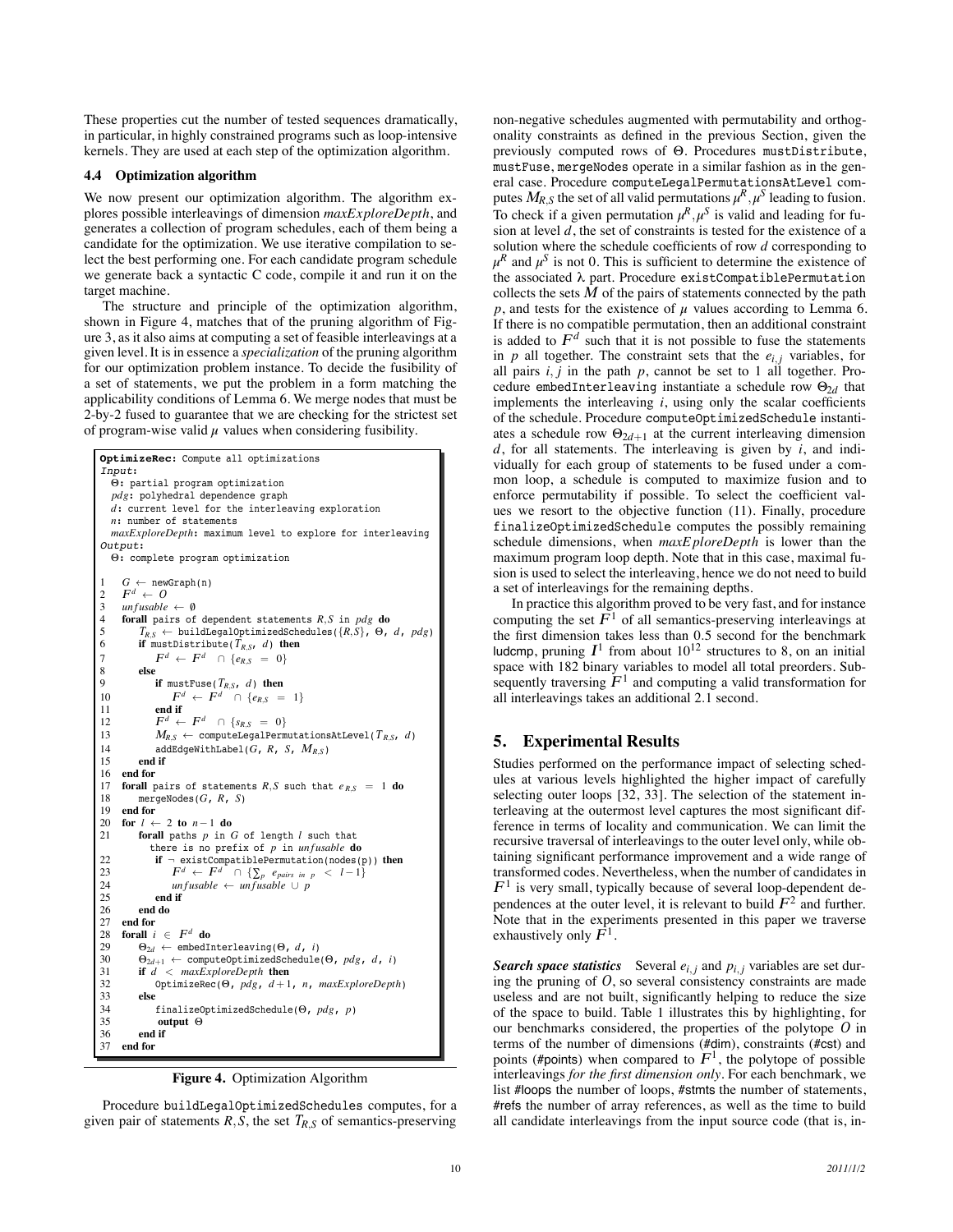These properties cut the number of tested sequences dramatically, in particular, in highly constrained programs such as loop-intensive kernels. They are used at each step of the optimization algorithm.

### 4.4 Optimization algorithm

We now present our optimization algorithm. The algorithm explores possible interleavings of dimension *maxExploreDepth*, and generates a collection of program schedules, each of them being a candidate for the optimization. We use iterative compilation to select the best performing one. For each candidate program schedule we generate back a syntactic C code, compile it and run it on the target machine.

The structure and principle of the optimization algorithm, shown in Figure 4, matches that of the pruning algorithm of Figure 3, as it also aims at computing a set of feasible interleavings at a given level. It is in essence a *specialization* of the pruning algorithm for our optimization problem instance. To decide the fusibility of a set of statements, we put the problem in a form matching the applicability conditions of Lemma 6. We merge nodes that must be 2-by-2 fused to guarantee that we are checking for the strictest set of program-wise valid $\mu$ values when considering fusibility.

```
OptimizeRec: Compute all optimizations
Input:
  Θ: partial program optimization
  pdg: polyhedral dependence graph
  d: current level for the interleaving exploration
  n: number of statements
  maxExploreDepth: maximum level to explore for interleaving
Output:
  Θ: complete program optimization

1   G ← newGraph(n)
2   F^d ← O
3   unfusable ← ∅
4   forall pairs of dependent statements R,S in pdg do
5       T_{R,S} ← buildLegalOptimizedSchedules({R,S}, Θ, d, pdg)
6       if mustDistribute(T_{R,S}, d) then
7           F^d ← F^d ∩ {e_{R,S} = 0}
8       else
9           if mustFuse(T_{R,S}, d) then
10              F^d ← F^d ∩ {e_{R,S} = 1}
11          end if
12          F^d ← F^d ∩ {s_{R,S} = 0}
13          M_{R,S} ← computeLegalPermutationsAtLevel(T_{R,S}, d)
14          addEdgeWithLabel(G, R, S, M_{R,S})
15      end if
16  end for
17  forall pairs of statements R,S such that e_{R,S} = 1 do
18      mergeNodes(G, R, S)
19  end for
20  for l ← 2 to n−1 do
21      forall paths p in G of length l such that
          there is no prefix of p in unfusable do
22          if ¬ existCompatiblePermutation(nodes(p)) then
23              F^d ← F^d ∩ {Σ_p e_{pairs in p} < l−1}
24              unfusable ← unfusable ∪ p
25          end if
26      end do
27  end for
28  forall i ∈ F^d do
29      Θ_{2d} ← embedInterleaving(Θ, d, i)
30      Θ_{2d+1} ← computeOptimizedSchedule(Θ, pdg, d, i)
31      if d < maxExploreDepth then
32          OptimizeRec(Θ, pdg, d+1, n, maxExploreDepth)
33      else
34          finalizeOptimizedSchedule(Θ, pdg, p)
35          output Θ
36      end if
37  end for
```

**Figure 4.** Optimization Algorithm

Procedure buildLegalOptimizedSchedules computes, for a given pair of statements $R,S$, the set $T_{R,S}$ of semantics-preserving non-negative schedules augmented with permutability and orthogonality constraints as defined in the previous Section, given the previously computed rows of $\Theta$. Procedures mustDistribute, mustFuse, mergeNodes operate in a similar fashion as in the general case. Procedure computeLegalPermutationsAtLevel computes $M_{R,S}$ the set of all valid permutations $\mu^R, \mu^S$ leading to fusion. To check if a given permutation $\mu^R, \mu^S$ is valid and leading for fusion at level $d$, the set of constraints is tested for the existence of a solution where the schedule coefficients of row $d$ corresponding to $\mu^R$ and $\mu^S$ is not 0. This is sufficient to determine the existence of the associated $\lambda$ part. Procedure existCompatiblePermutation collects the sets $M$ of the pairs of statements connected by the path $p$, and tests for the existence of $\mu$ values according to Lemma 6. If there is no compatible permutation, then an additional constraint is added to $F^d$ such that it is not possible to fuse the statements in $p$ all together. The constraint sets that the $e_{i,j}$ variables, for all pairs $i,j$ in the path $p$, cannot be set to 1 all together. Procedure embedInterleaving instantiate a schedule row $\Theta_{2d}$ that implements the interleaving $i$, using only the scalar coefficients of the schedule. Procedure computeOptimizedSchedule instantiates a schedule row $\Theta_{2d+1}$ at the current interleaving dimension $d$, for all statements. The interleaving is given by $i$, and individually for each group of statements to be fused under a common loop, a schedule is computed to maximize fusion and to enforce permutability if possible. To select the coefficient values we resort to the objective function (11). Finally, procedure finalizeOptimizedSchedule computes the possibly remaining schedule dimensions, when *maxExploreDepth* is lower than the maximum program loop depth. Note that in this case, maximal fusion is used to select the interleaving, hence we do not need to build a set of interleavings for the remaining depths.

In practice this algorithm proved to be very fast, and for instance computing the set $F^1$ of all semantics-preserving interleavings at the first dimension takes less than 0.5 second for the benchmark ludcmp, pruning $I^1$ from about $10^{12}$ structures to 8, on an initial space with 182 binary variables to model all total preorders. Subsequently traversing $F^1$ and computing a valid transformation for all interleavings takes an additional 2.1 second.

## 5. Experimental Results

Studies performed on the performance impact of selecting schedules at various levels highlighted the higher impact of carefully selecting outer loops [32, 33]. The selection of the statement interleaving at the outermost level captures the most significant difference in terms of locality and communication. We can limit the recursive traversal of interleavings to the outer level only, while obtaining significant performance improvement and a wide range of transformed codes. Nevertheless, when the number of candidates in $F^1$ is very small, typically because of several loop-dependent dependences at the outer level, it is relevant to build $F^2$ and further. Note that in the experiments presented in this paper we traverse exhaustively only $F^1$.

***Search space statistics*** Several $e_{i,j}$ and $p_{i,j}$ variables are set during the pruning of $O$, so several consistency constraints are made useless and are not built, significantly helping to reduce the size of the space to build. Table 1 illustrates this by highlighting, for our benchmarks considered, the properties of the polytope $O$ in terms of the number of dimensions (#dim), constraints (#cst) and points (#points) when compared to $F^1$, the polytope of possible interleavings *for the first dimension only*. For each benchmark, we list #loops the number of loops, #stmts the number of statements, #refs the number of array references, as well as the time to build all candidate interleavings from the input source code (that is, in-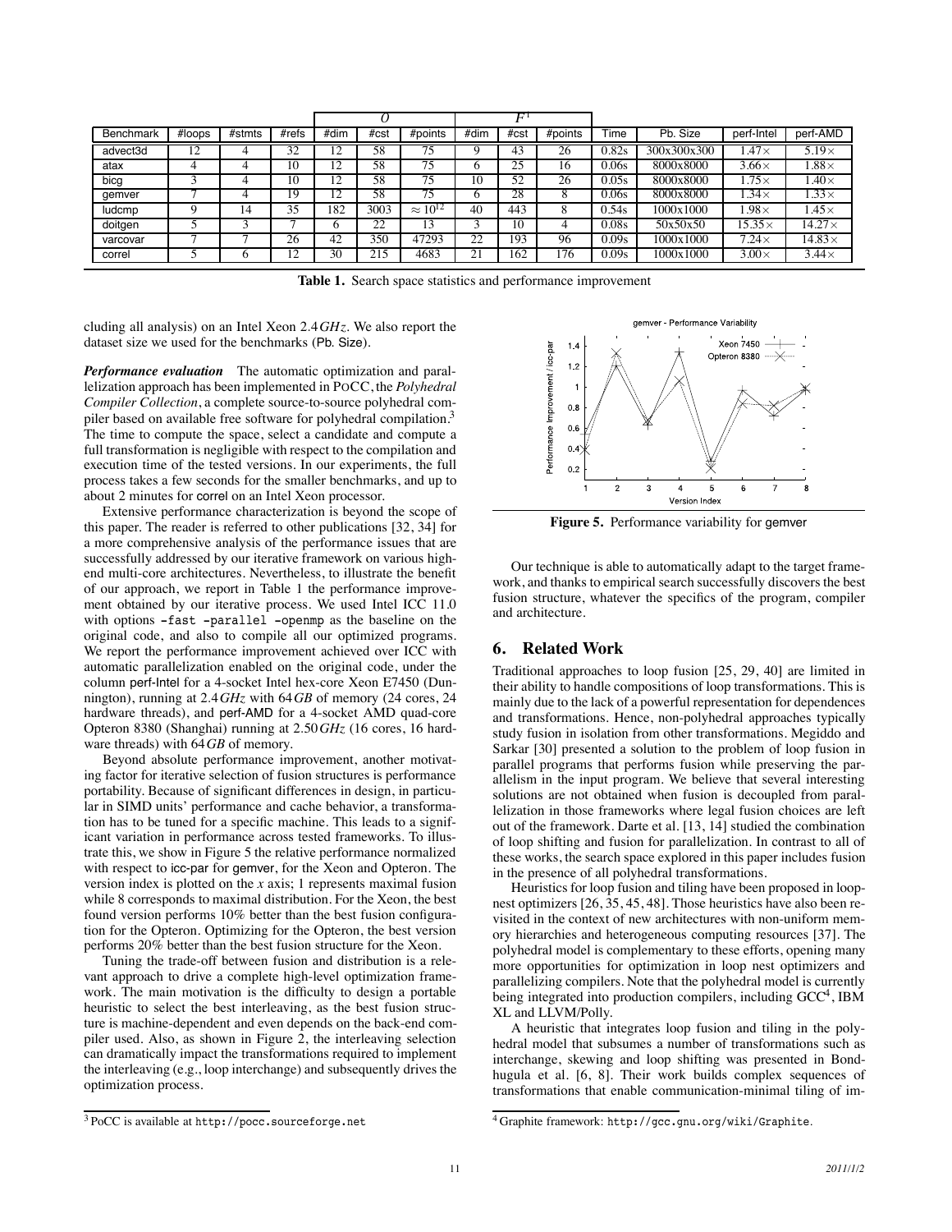| Benchmark | #loops | #stmts | #refs | $O$ | | | $F^1$ | | | Time | Pb. Size | perf-Intel | perf-AMD |
|---|---|---|---|---|---|---|---|---|---|---|---|---|---|
| | | | | #dim | #cst | #points | #dim | #cst | #points | | | | |
| advect3d | 12 | 4 | 32 | 12 | 58 | 75 | 9 | 43 | 26 | 0.82s | 300x300x300 | 1.47× | 5.19× |
| atax | 4 | 4 | 10 | 12 | 58 | 75 | 6 | 25 | 16 | 0.06s | 8000x8000 | 3.66× | 1.88× |
| bicg | 3 | 4 | 10 | 12 | 58 | 75 | 10 | 52 | 26 | 0.05s | 8000x8000 | 1.75× | 1.40× |
| gemver | 7 | 4 | 19 | 12 | 58 | 75 | 6 | 28 | 8 | 0.06s | 8000x8000 | 1.34× | 1.33× |
| ludcmp | 9 | 14 | 35 | 182 | 3003 | $\approx 10^{12}$ | 40 | 443 | 8 | 0.54s | 1000x1000 | 1.98× | 1.45× |
| doitgen | 5 | 3 | 7 | 6 | 22 | 13 | 3 | 10 | 4 | 0.08s | 50x50x50 | 15.35× | 14.27× |
| varcovar | 7 | 7 | 26 | 42 | 350 | 47293 | 22 | 193 | 96 | 0.09s | 1000x1000 | 7.24× | 14.83× |
| correl | 5 | 6 | 12 | 30 | 215 | 4683 | 21 | 162 | 176 | 0.09s | 1000x1000 | 3.00× | 3.44× |

**Table 1.** Search space statistics and performance improvement

cluding all analysis) on an Intel Xeon 2.4 *GHz*. We also report the dataset size we used for the benchmarks (Pb. Size).

***Performance evaluation*** The automatic optimization and parallelization approach has been implemented in PoCC, the *Polyhedral Compiler Collection*, a complete source-to-source polyhedral compiler based on available free software for polyhedral compilation.[3] The time to compute the space, select a candidate and compute a full transformation is negligible with respect to the compilation and execution time of the tested versions. In our experiments, the full process takes a few seconds for the smaller benchmarks, and up to about 2 minutes for correl on an Intel Xeon processor.

Extensive performance characterization is beyond the scope of this paper. The reader is referred to other publications [32, 34] for a more comprehensive analysis of the performance issues that are successfully addressed by our iterative framework on various high-end multi-core architectures. Nevertheless, to illustrate the benefit of our approach, we report in Table 1 the performance improvement obtained by our iterative process. We used Intel ICC 11.0 with options `-fast -parallel -openmp` as the baseline on the original code, and also to compile all our optimized programs. We report the performance improvement achieved over ICC with automatic parallelization enabled on the original code, under the column perf-Intel for a 4-socket Intel hex-core Xeon E7450 (Dunnington), running at 2.4 *GHz* with 64 *GB* of memory (24 cores, 24 hardware threads), and perf-AMD for a 4-socket AMD quad-core Opteron 8380 (Shanghai) running at 2.50 *GHz* (16 cores, 16 hardware threads) with 64 *GB* of memory.

Beyond absolute performance improvement, another motivating factor for iterative selection of fusion structures is performance portability. Because of significant differences in design, in particular in SIMD units' performance and cache behavior, a transformation has to be tuned for a specific machine. This leads to a significant variation in performance across tested frameworks. To illustrate this, we show in Figure 5 the relative performance normalized with respect to icc-par for gemver, for the Xeon and Opteron. The version index is plotted on the *x* axis; 1 represents maximal fusion while 8 corresponds to maximal distribution. For the Xeon, the best found version performs 10% better than the best fusion configuration for the Opteron. Optimizing for the Opteron, the best version performs 20% better than the best fusion structure for the Xeon.

Tuning the trade-off between fusion and distribution is a relevant approach to drive a complete high-level optimization framework. The main motivation is the difficulty to design a portable heuristic to select the best interleaving, as the best fusion structure is machine-dependent and even depends on the back-end compiler used. Also, as shown in Figure 2, the interleaving selection can dramatically impact the transformations required to implement the interleaving (e.g., loop interchange) and subsequently drives the optimization process.

[3] PoCC is available at http://pocc.sourceforge.net

**Figure 5.** Performance variability for gemver

Our technique is able to automatically adapt to the target framework, and thanks to empirical search successfully discovers the best fusion structure, whatever the specifics of the program, compiler and architecture.

## 6. Related Work

Traditional approaches to loop fusion [25, 29, 40] are limited in their ability to handle compositions of loop transformations. This is mainly due to the lack of a powerful representation for dependences and transformations. Hence, non-polyhedral approaches typically study fusion in isolation from other transformations. Megiddo and Sarkar [30] presented a solution to the problem of loop fusion in parallel programs that performs fusion while preserving the parallelism in the input program. We believe that several interesting solutions are not obtained when fusion is decoupled from parallelization in those frameworks where legal fusion choices are left out of the framework. Darte et al. [13, 14] studied the combination of loop shifting and fusion for parallelization. In contrast to all of these works, the search space explored in this paper includes fusion in the presence of all polyhedral transformations.

Heuristics for loop fusion and tiling have been proposed in loop-nest optimizers [26, 35, 45, 48]. Those heuristics have also been revisited in the context of new architectures with non-uniform memory hierarchies and heterogeneous computing resources [37]. The polyhedral model is complementary to these efforts, opening many more opportunities for optimization in loop nest optimizers and parallelizing compilers. Note that the polyhedral model is currently being integrated into production compilers, including GCC[4], IBM XL and LLVM/Polly.

A heuristic that integrates loop fusion and tiling in the polyhedral model that subsumes a number of transformations such as interchange, skewing and loop shifting was presented in Bondhugula et al. [6, 8]. Their work builds complex sequences of transformations that enable communication-minimal tiling of im-

[4] Graphite framework: http://gcc.gnu.org/wiki/Graphite.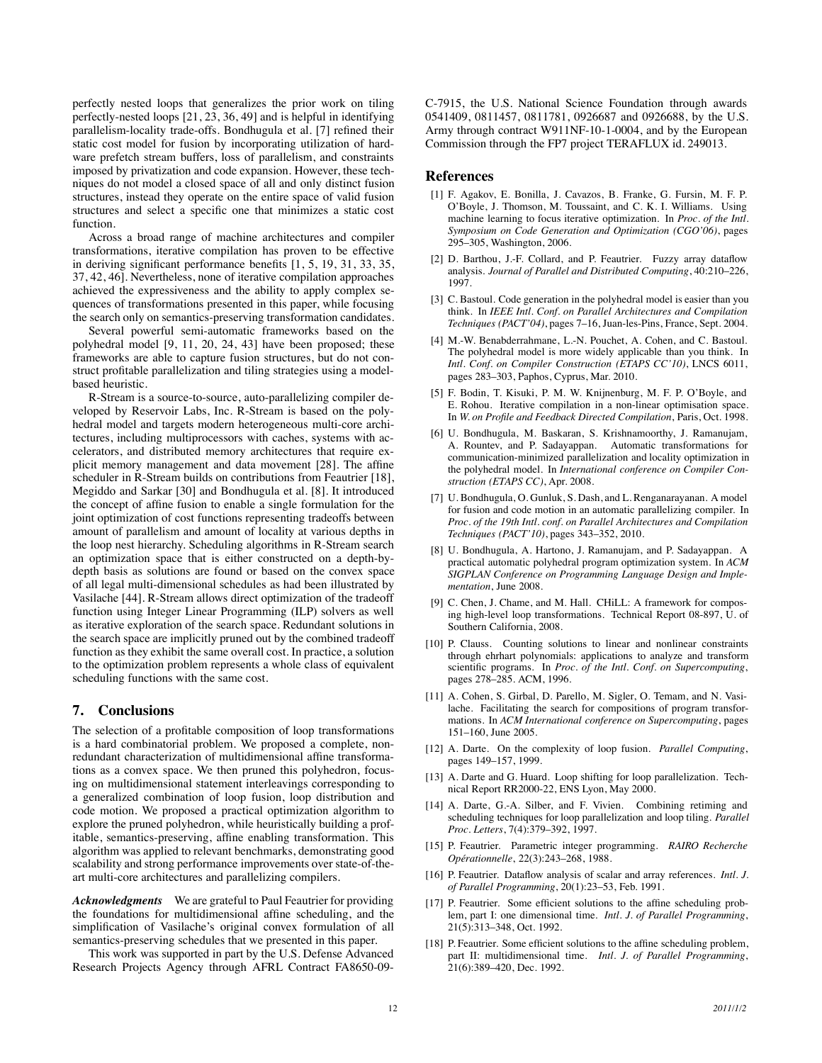perfectly nested loops that generalizes the prior work on tiling perfectly-nested loops [21, 23, 36, 49] and is helpful in identifying parallelism-locality trade-offs. Bondhugula et al. [7] refined their static cost model for fusion by incorporating utilization of hardware prefetch stream buffers, loss of parallelism, and constraints imposed by privatization and code expansion. However, these techniques do not model a closed space of all and only distinct fusion structures, instead they operate on the entire space of valid fusion structures and select a specific one that minimizes a static cost function.

Across a broad range of machine architectures and compiler transformations, iterative compilation has proven to be effective in deriving significant performance benefits [1, 5, 19, 31, 33, 35, 37, 42, 46]. Nevertheless, none of iterative compilation approaches achieved the expressiveness and the ability to apply complex sequences of transformations presented in this paper, while focusing the search only on semantics-preserving transformation candidates.

Several powerful semi-automatic frameworks based on the polyhedral model [9, 11, 20, 24, 43] have been proposed; these frameworks are able to capture fusion structures, but do not construct profitable parallelization and tiling strategies using a model-based heuristic.

R-Stream is a source-to-source, auto-parallelizing compiler developed by Reservoir Labs, Inc. R-Stream is based on the polyhedral model and targets modern heterogeneous multi-core architectures, including multiprocessors with caches, systems with accelerators, and distributed memory architectures that require explicit memory management and data movement [28]. The affine scheduler in R-Stream builds on contributions from Feautrier [18], Megiddo and Sarkar [30] and Bondhugula et al. [8]. It introduced the concept of affine fusion to enable a single formulation for the joint optimization of cost functions representing tradeoffs between amount of parallelism and amount of locality at various depths in the loop nest hierarchy. Scheduling algorithms in R-Stream search an optimization space that is either constructed on a depth-by-depth basis as solutions are found or based on the convex space of all legal multi-dimensional schedules as had been illustrated by Vasilache [44]. R-Stream allows direct optimization of the tradeoff function using Integer Linear Programming (ILP) solvers as well as iterative exploration of the search space. Redundant solutions in the search space are implicitly pruned out by the combined tradeoff function as they exhibit the same overall cost. In practice, a solution to the optimization problem represents a whole class of equivalent scheduling functions with the same cost.

## 7. Conclusions

The selection of a profitable composition of loop transformations is a hard combinatorial problem. We proposed a complete, non-redundant characterization of multidimensional affine transformations as a convex space. We then pruned this polyhedron, focusing on multidimensional statement interleavings corresponding to a generalized combination of loop fusion, loop distribution and code motion. We proposed a practical optimization algorithm to explore the pruned polyhedron, while heuristically building a profitable, semantics-preserving, affine enabling transformation. This algorithm was applied to relevant benchmarks, demonstrating good scalability and strong performance improvements over state-of-the-art multi-core architectures and parallelizing compilers.

***Acknowledgments*** We are grateful to Paul Feautrier for providing the foundations for multidimensional affine scheduling, and the simplification of Vasilache's original convex formulation of all semantics-preserving schedules that we presented in this paper.

This work was supported in part by the U.S. Defense Advanced Research Projects Agency through AFRL Contract FA8650-09-C-7915, the U.S. National Science Foundation through awards 0541409, 0811457, 0811781, 0926687 and 0926688, by the U.S. Army through contract W911NF-10-1-0004, and by the European Commission through the FP7 project TERAFLUX id. 249013.

## References

[1] F. Agakov, E. Bonilla, J. Cavazos, B. Franke, G. Fursin, M. F. P. O'Boyle, J. Thomson, M. Toussaint, and C. K. I. Williams. Using machine learning to focus iterative optimization. In *Proc. of the Intl. Symposium on Code Generation and Optimization (CGO'06)*, pages 295–305, Washington, 2006.

[2] D. Barthou, J.-F. Collard, and P. Feautrier. Fuzzy array dataflow analysis. *Journal of Parallel and Distributed Computing*, 40:210–226, 1997.

[3] C. Bastoul. Code generation in the polyhedral model is easier than you think. In *IEEE Intl. Conf. on Parallel Architectures and Compilation Techniques (PACT'04)*, pages 7–16, Juan-les-Pins, France, Sept. 2004.

[4] M.-W. Benabderrahmane, L.-N. Pouchet, A. Cohen, and C. Bastoul. The polyhedral model is more widely applicable than you think. In *Intl. Conf. on Compiler Construction (ETAPS CC'10)*, LNCS 6011, pages 283–303, Paphos, Cyprus, Mar. 2010.

[5] F. Bodin, T. Kisuki, P. M. W. Knijnenburg, M. F. P. O'Boyle, and E. Rohou. Iterative compilation in a non-linear optimisation space. In *W. on Profile and Feedback Directed Compilation*, Paris, Oct. 1998.

[6] U. Bondhugula, M. Baskaran, S. Krishnamoorthy, J. Ramanujam, A. Rountev, and P. Sadayappan. Automatic transformations for communication-minimized parallelization and locality optimization in the polyhedral model. In *International conference on Compiler Construction (ETAPS CC)*, Apr. 2008.

[7] U. Bondhugula, O. Gunluk, S. Dash, and L. Renganarayanan. A model for fusion and code motion in an automatic parallelizing compiler. In *Proc. of the 19th Intl. conf. on Parallel Architectures and Compilation Techniques (PACT'10)*, pages 343–352, 2010.

[8] U. Bondhugula, A. Hartono, J. Ramanujam, and P. Sadayappan. A practical automatic polyhedral program optimization system. In *ACM SIGPLAN Conference on Programming Language Design and Implementation*, June 2008.

[9] C. Chen, J. Chame, and M. Hall. CHiLL: A framework for composing high-level loop transformations. Technical Report 08-897, U. of Southern California, 2008.

[10] P. Clauss. Counting solutions to linear and nonlinear constraints through ehrhart polynomials: applications to analyze and transform scientific programs. In *Proc. of the Intl. Conf. on Supercomputing*, pages 278–285. ACM, 1996.

[11] A. Cohen, S. Girbal, D. Parello, M. Sigler, O. Temam, and N. Vasilache. Facilitating the search for compositions of program transformations. In *ACM International conference on Supercomputing*, pages 151–160, June 2005.

[12] A. Darte. On the complexity of loop fusion. *Parallel Computing*, pages 149–157, 1999.

[13] A. Darte and G. Huard. Loop shifting for loop parallelization. Technical Report RR2000-22, ENS Lyon, May 2000.

[14] A. Darte, G.-A. Silber, and F. Vivien. Combining retiming and scheduling techniques for loop parallelization and loop tiling. *Parallel Proc. Letters*, 7(4):379–392, 1997.

[15] P. Feautrier. Parametric integer programming. *RAIRO Recherche Opérationnelle*, 22(3):243–268, 1988.

[16] P. Feautrier. Dataflow analysis of scalar and array references. *Intl. J. of Parallel Programming*, 20(1):23–53, Feb. 1991.

[17] P. Feautrier. Some efficient solutions to the affine scheduling problem, part I: one dimensional time. *Intl. J. of Parallel Programming*, 21(5):313–348, Oct. 1992.

[18] P. Feautrier. Some efficient solutions to the affine scheduling problem, part II: multidimensional time. *Intl. J. of Parallel Programming*, 21(6):389–420, Dec. 1992.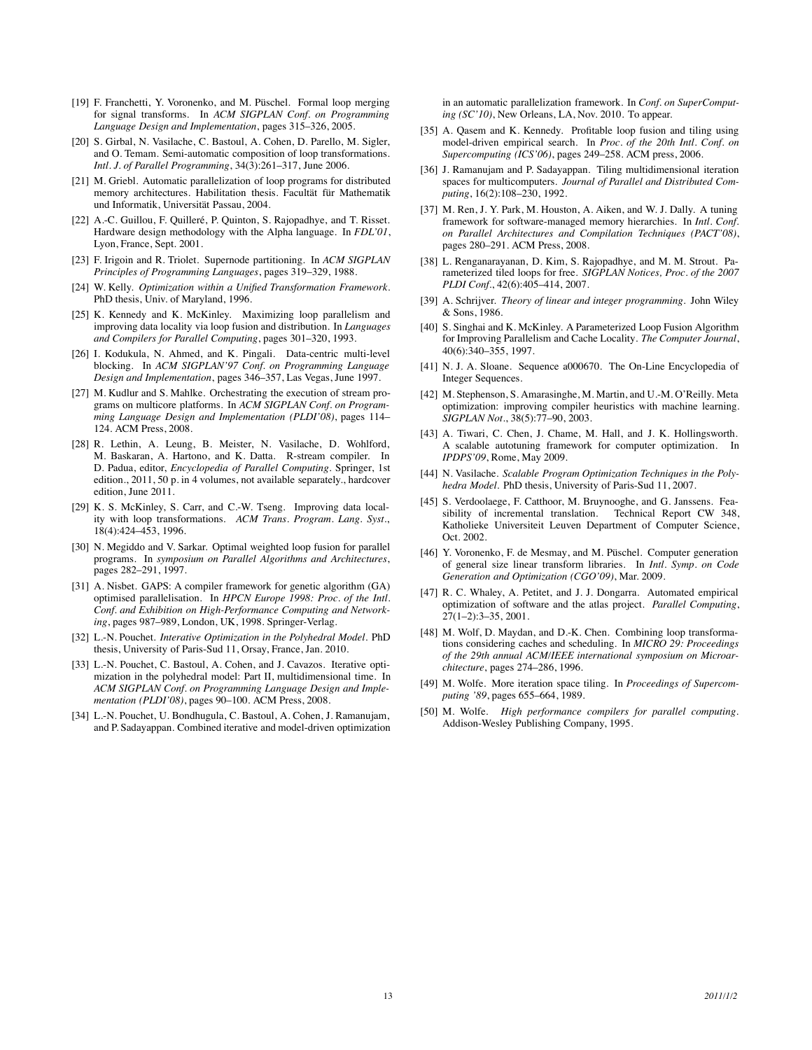[19] F. Franchetti, Y. Voronenko, and M. Püschel. Formal loop merging for signal transforms. In *ACM SIGPLAN Conf. on Programming Language Design and Implementation*, pages 315–326, 2005.

[20] S. Girbal, N. Vasilache, C. Bastoul, A. Cohen, D. Parello, M. Sigler, and O. Temam. Semi-automatic composition of loop transformations. *Intl. J. of Parallel Programming*, 34(3):261–317, June 2006.

[21] M. Griebl. Automatic parallelization of loop programs for distributed memory architectures. Habilitation thesis. Facultät für Mathematik und Informatik, Universität Passau, 2004.

[22] A.-C. Guillou, F. Quilleré, P. Quinton, S. Rajopadhye, and T. Risset. Hardware design methodology with the Alpha language. In *FDL'01*, Lyon, France, Sept. 2001.

[23] F. Irigoin and R. Triolet. Supernode partitioning. In *ACM SIGPLAN Principles of Programming Languages*, pages 319–329, 1988.

[24] W. Kelly. *Optimization within a Unified Transformation Framework*. PhD thesis, Univ. of Maryland, 1996.

[25] K. Kennedy and K. McKinley. Maximizing loop parallelism and improving data locality via loop fusion and distribution. In *Languages and Compilers for Parallel Computing*, pages 301–320, 1993.

[26] I. Kodukula, N. Ahmed, and K. Pingali. Data-centric multi-level blocking. In *ACM SIGPLAN'97 Conf. on Programming Language Design and Implementation*, pages 346–357, Las Vegas, June 1997.

[27] M. Kudlur and S. Mahlke. Orchestrating the execution of stream programs on multicore platforms. In *ACM SIGPLAN Conf. on Programming Language Design and Implementation (PLDI'08)*, pages 114–124. ACM Press, 2008.

[28] R. Lethin, A. Leung, B. Meister, N. Vasilache, D. Wohlford, M. Baskaran, A. Hartono, and K. Datta. R-stream compiler. In D. Padua, editor, *Encyclopedia of Parallel Computing*. Springer, 1st edition., 2011, 50 p. in 4 volumes, not available separately., hardcover edition, June 2011.

[29] K. S. McKinley, S. Carr, and C.-W. Tseng. Improving data locality with loop transformations. *ACM Trans. Program. Lang. Syst.*, 18(4):424–453, 1996.

[30] N. Megiddo and V. Sarkar. Optimal weighted loop fusion for parallel programs. In *symposium on Parallel Algorithms and Architectures*, pages 282–291, 1997.

[31] A. Nisbet. GAPS: A compiler framework for genetic algorithm (GA) optimised parallelisation. In *HPCN Europe 1998: Proc. of the Intl. Conf. and Exhibition on High-Performance Computing and Networking*, pages 987–989, London, UK, 1998. Springer-Verlag.

[32] L.-N. Pouchet. *Interative Optimization in the Polyhedral Model*. PhD thesis, University of Paris-Sud 11, Orsay, France, Jan. 2010.

[33] L.-N. Pouchet, C. Bastoul, A. Cohen, and J. Cavazos. Iterative optimization in the polyhedral model: Part II, multidimensional time. In *ACM SIGPLAN Conf. on Programming Language Design and Implementation (PLDI'08)*, pages 90–100. ACM Press, 2008.

[34] L.-N. Pouchet, U. Bondhugula, C. Bastoul, A. Cohen, J. Ramanujam, and P. Sadayappan. Combined iterative and model-driven optimization in an automatic parallelization framework. In *Conf. on SuperComputing (SC'10)*, New Orleans, LA, Nov. 2010. To appear.

[35] A. Qasem and K. Kennedy. Profitable loop fusion and tiling using model-driven empirical search. In *Proc. of the 20th Intl. Conf. on Supercomputing (ICS'06)*, pages 249–258. ACM press, 2006.

[36] J. Ramanujam and P. Sadayappan. Tiling multidimensional iteration spaces for multicomputers. *Journal of Parallel and Distributed Computing*, 16(2):108–230, 1992.

[37] M. Ren, J. Y. Park, M. Houston, A. Aiken, and W. J. Dally. A tuning framework for software-managed memory hierarchies. In *Intl. Conf. on Parallel Architectures and Compilation Techniques (PACT'08)*, pages 280–291. ACM Press, 2008.

[38] L. Renganarayanan, D. Kim, S. Rajopadhye, and M. M. Strout. Parameterized tiled loops for free. *SIGPLAN Notices, Proc. of the 2007 PLDI Conf.*, 42(6):405–414, 2007.

[39] A. Schrijver. *Theory of linear and integer programming*. John Wiley & Sons, 1986.

[40] S. Singhai and K. McKinley. A Parameterized Loop Fusion Algorithm for Improving Parallelism and Cache Locality. *The Computer Journal*, 40(6):340–355, 1997.

[41] N. J. A. Sloane. Sequence a000670. The On-Line Encyclopedia of Integer Sequences.

[42] M. Stephenson, S. Amarasinghe, M. Martin, and U.-M. O'Reilly. Meta optimization: improving compiler heuristics with machine learning. *SIGPLAN Not.*, 38(5):77–90, 2003.

[43] A. Tiwari, C. Chen, J. Chame, M. Hall, and J. K. Hollingsworth. A scalable autotuning framework for computer optimization. In *IPDPS'09*, Rome, May 2009.

[44] N. Vasilache. *Scalable Program Optimization Techniques in the Polyhedra Model*. PhD thesis, University of Paris-Sud 11, 2007.

[45] S. Verdoolaege, F. Catthoor, M. Bruynooghe, and G. Janssens. Feasibility of incremental translation. Technical Report CW 348, Katholieke Universiteit Leuven Department of Computer Science, Oct. 2002.

[46] Y. Voronenko, F. de Mesmay, and M. Püschel. Computer generation of general size linear transform libraries. In *Intl. Symp. on Code Generation and Optimization (CGO'09)*, Mar. 2009.

[47] R. C. Whaley, A. Petitet, and J. J. Dongarra. Automated empirical optimization of software and the atlas project. *Parallel Computing*, 27(1–2):3–35, 2001.

[48] M. Wolf, D. Maydan, and D.-K. Chen. Combining loop transformations considering caches and scheduling. In *MICRO 29: Proceedings of the 29th annual ACM/IEEE international symposium on Microarchitecture*, pages 274–286, 1996.

[49] M. Wolfe. More iteration space tiling. In *Proceedings of Supercomputing '89*, pages 655–664, 1989.

[50] M. Wolfe. *High performance compilers for parallel computing*. Addison-Wesley Publishing Company, 1995.